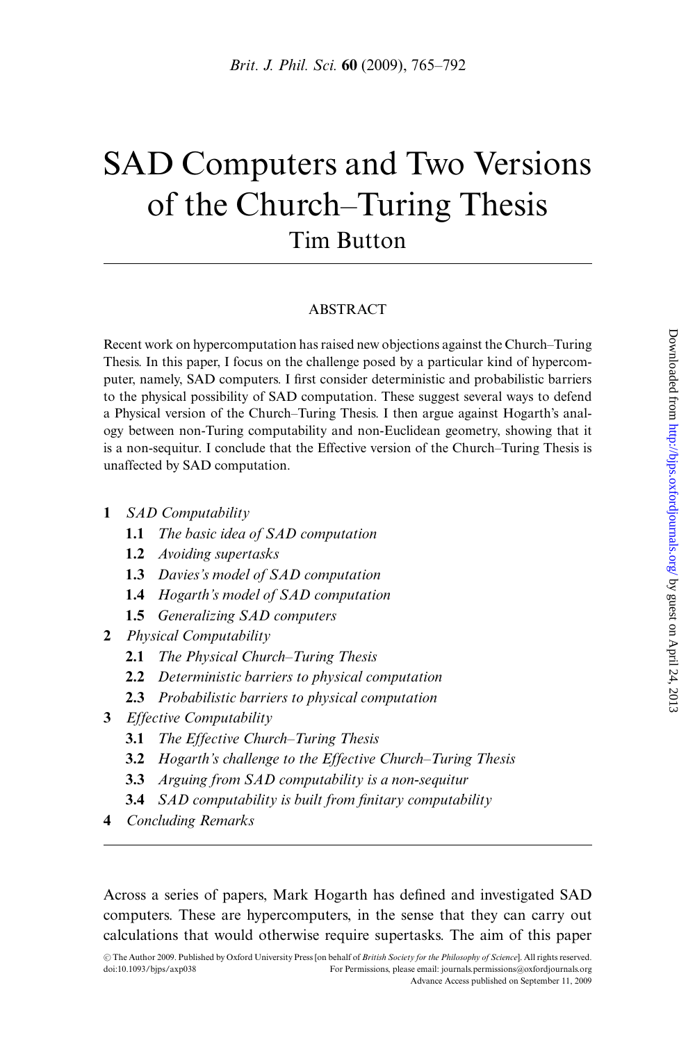# SAD Computers and Two Versions of the Church–Turing Thesis

Tim Button

## ABSTRACT

Recent work on hypercomputation has raised new objections against the Church–Turing Thesis. In this paper, I focus on the challenge posed by a particular kind of hypercomputer, namely, SAD computers. I first consider deterministic and probabilistic barriers to the physical possibility of SAD computation. These suggest several ways to defend a Physical version of the Church–Turing Thesis. I then argue against Hogarth's analogy between non-Turing computability and non-Euclidean geometry, showing that it is a non-sequitur. I conclude that the Effective version of the Church–Turing Thesis is unaffected by SAD computation.

- **1** *SAD Computability*
  - **1.1** *The basic idea of SAD computation*
  - **1.2** *Avoiding supertasks*
  - **1.3** *Davies's model of SAD computation*
  - **1.4** *Hogarth's model of SAD computation*
  - **1.5** *Generalizing SAD computers*
- **2** *Physical Computability*
  - **2.1** *The Physical Church–Turing Thesis*
  - **2.2** *Deterministic barriers to physical computation*
  - **2.3** *Probabilistic barriers to physical computation*
- **3** *Effective Computability*
  - **3.1** *The Effective Church–Turing Thesis*
  - **3.2** *Hogarth's challenge to the Effective Church–Turing Thesis*
  - **3.3** *Arguing from SAD computability is a non-sequitur*
  - **3.4** *SAD computability is built from finitary computability*
- **4** *Concluding Remarks*

Across a series of papers, Mark Hogarth has defined and investigated SAD computers. These are hypercomputers, in the sense that they can carry out calculations that would otherwise require supertasks. The aim of this paper

© The Author 2009. Published by Oxford University Press [on behalf of *British Society for the Philosophy of Science*]. All rights reserved.
doi:10.1093/bjps/axp038
For Permissions, please email: journals.permissions@oxfordjournals.org
Advance Access published on September 11, 2009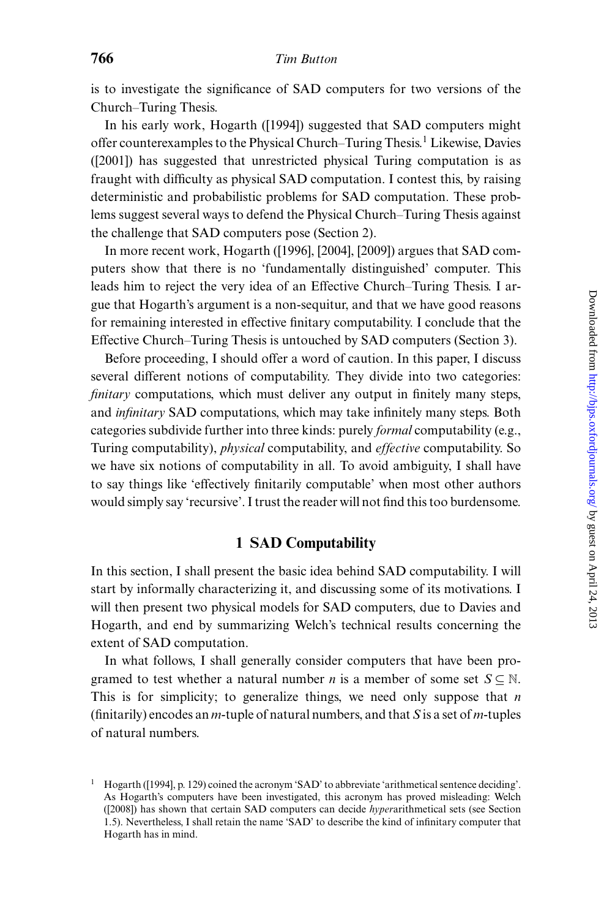is to investigate the significance of SAD computers for two versions of the Church–Turing Thesis.

In his early work, Hogarth ([1994]) suggested that SAD computers might offer counterexamples to the Physical Church–Turing Thesis.[1] Likewise, Davies ([2001]) has suggested that unrestricted physical Turing computation is as fraught with difficulty as physical SAD computation. I contest this, by raising deterministic and probabilistic problems for SAD computation. These problems suggest several ways to defend the Physical Church–Turing Thesis against the challenge that SAD computers pose (Section 2).

In more recent work, Hogarth ([1996], [2004], [2009]) argues that SAD computers show that there is no 'fundamentally distinguished' computer. This leads him to reject the very idea of an Effective Church–Turing Thesis. I argue that Hogarth's argument is a non-sequitur, and that we have good reasons for remaining interested in effective finitary computability. I conclude that the Effective Church–Turing Thesis is untouched by SAD computers (Section 3).

Before proceeding, I should offer a word of caution. In this paper, I discuss several different notions of computability. They divide into two categories: *finitary* computations, which must deliver any output in finitely many steps, and *infinitary* SAD computations, which may take infinitely many steps. Both categories subdivide further into three kinds: purely *formal* computability (e.g., Turing computability), *physical* computability, and *effective* computability. So we have six notions of computability in all. To avoid ambiguity, I shall have to say things like 'effectively finitarily computable' when most other authors would simply say 'recursive'. I trust the reader will not find this too burdensome.

## 1 SAD Computability

In this section, I shall present the basic idea behind SAD computability. I will start by informally characterizing it, and discussing some of its motivations. I will then present two physical models for SAD computers, due to Davies and Hogarth, and end by summarizing Welch's technical results concerning the extent of SAD computation.

In what follows, I shall generally consider computers that have been programed to test whether a natural number $n$ is a member of some set $S \subseteq \mathbb{N}$. This is for simplicity; to generalize things, we need only suppose that $n$ (finitarily) encodes an $m$-tuple of natural numbers, and that $S$ is a set of $m$-tuples of natural numbers.

[1] Hogarth ([1994], p. 129) coined the acronym 'SAD' to abbreviate 'arithmetical sentence deciding'. As Hogarth's computers have been investigated, this acronym has proved misleading: Welch ([2008]) has shown that certain SAD computers can decide *hyper*arithmetical sets (see Section 1.5). Nevertheless, I shall retain the name 'SAD' to describe the kind of infinitary computer that Hogarth has in mind.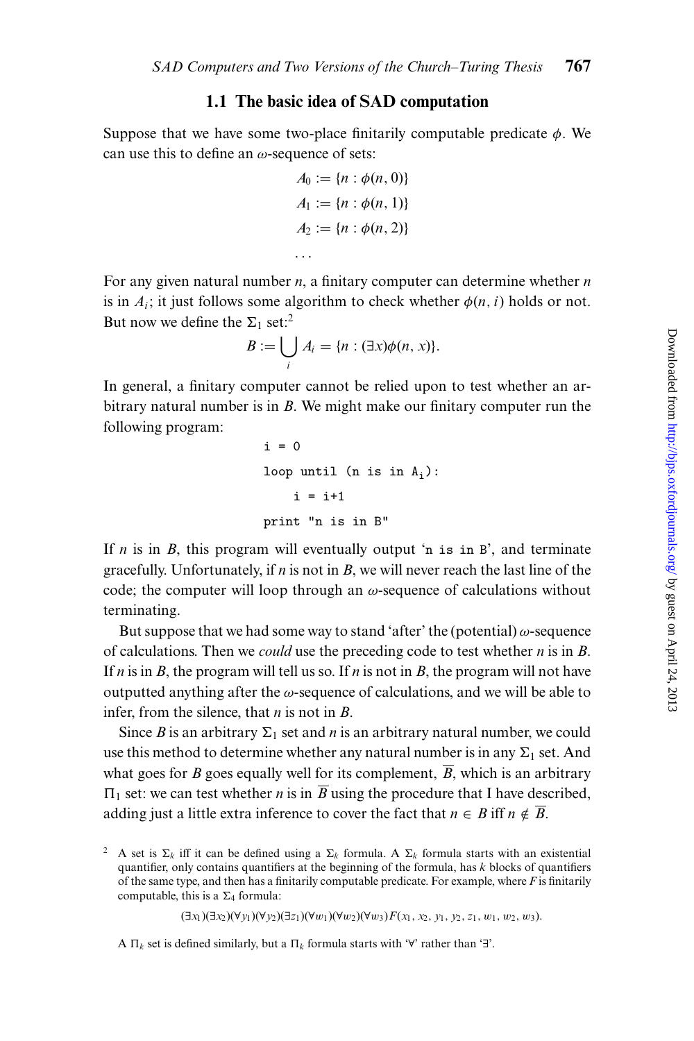### 1.1 The basic idea of SAD computation

Suppose that we have some two-place finitarily computable predicate $\phi$. We can use this to define an $\omega$-sequence of sets:

$$A_0 := \{n : \phi(n, 0)\}$$
$$A_1 := \{n : \phi(n, 1)\}$$
$$A_2 := \{n : \phi(n, 2)\}$$
$$\ldots$$

For any given natural number $n$, a finitary computer can determine whether $n$ is in $A_i$; it just follows some algorithm to check whether $\phi(n, i)$ holds or not. But now we define the $\Sigma_1$ set:[2]

$$B := \bigcup_i A_i = \{n : (\exists x)\phi(n, x)\}.$$

In general, a finitary computer cannot be relied upon to test whether an arbitrary natural number is in $B$. We might make our finitary computer run the following program:

```
i = 0
loop until (n is in A_i):
    i = i+1
print "n is in B"
```

If $n$ is in $B$, this program will eventually output '`n is in B`', and terminate gracefully. Unfortunately, if $n$ is not in $B$, we will never reach the last line of the code; the computer will loop through an $\omega$-sequence of calculations without terminating.

But suppose that we had some way to stand 'after' the (potential) $\omega$-sequence of calculations. Then we *could* use the preceding code to test whether $n$ is in $B$. If $n$ is in $B$, the program will tell us so. If $n$ is not in $B$, the program will not have outputted anything after the $\omega$-sequence of calculations, and we will be able to infer, from the silence, that $n$ is not in $B$.

Since $B$ is an arbitrary $\Sigma_1$ set and $n$ is an arbitrary natural number, we could use this method to determine whether any natural number is in any $\Sigma_1$ set. And what goes for $B$ goes equally well for its complement, $\overline{B}$, which is an arbitrary $\Pi_1$ set: we can test whether $n$ is in $\overline{B}$ using the procedure that I have described, adding just a little extra inference to cover the fact that $n \in B$ iff $n \notin \overline{B}$.

[2] A set is $\Sigma_k$ iff it can be defined using a $\Sigma_k$ formula. A $\Sigma_k$ formula starts with an existential quantifier, only contains quantifiers at the beginning of the formula, has $k$ blocks of quantifiers of the same type, and then has a finitarily computable predicate. For example, where $F$ is finitarily computable, this is a $\Sigma_4$ formula:

$$(\exists x_1)(\exists x_2)(\forall y_1)(\forall y_2)(\exists z_1)(\forall w_1)(\forall w_2)(\forall w_3)F(x_1, x_2, y_1, y_2, z_1, w_1, w_2, w_3).$$

A $\Pi_k$ set is defined similarly, but a $\Pi_k$ formula starts with '$\forall$' rather than '$\exists$'.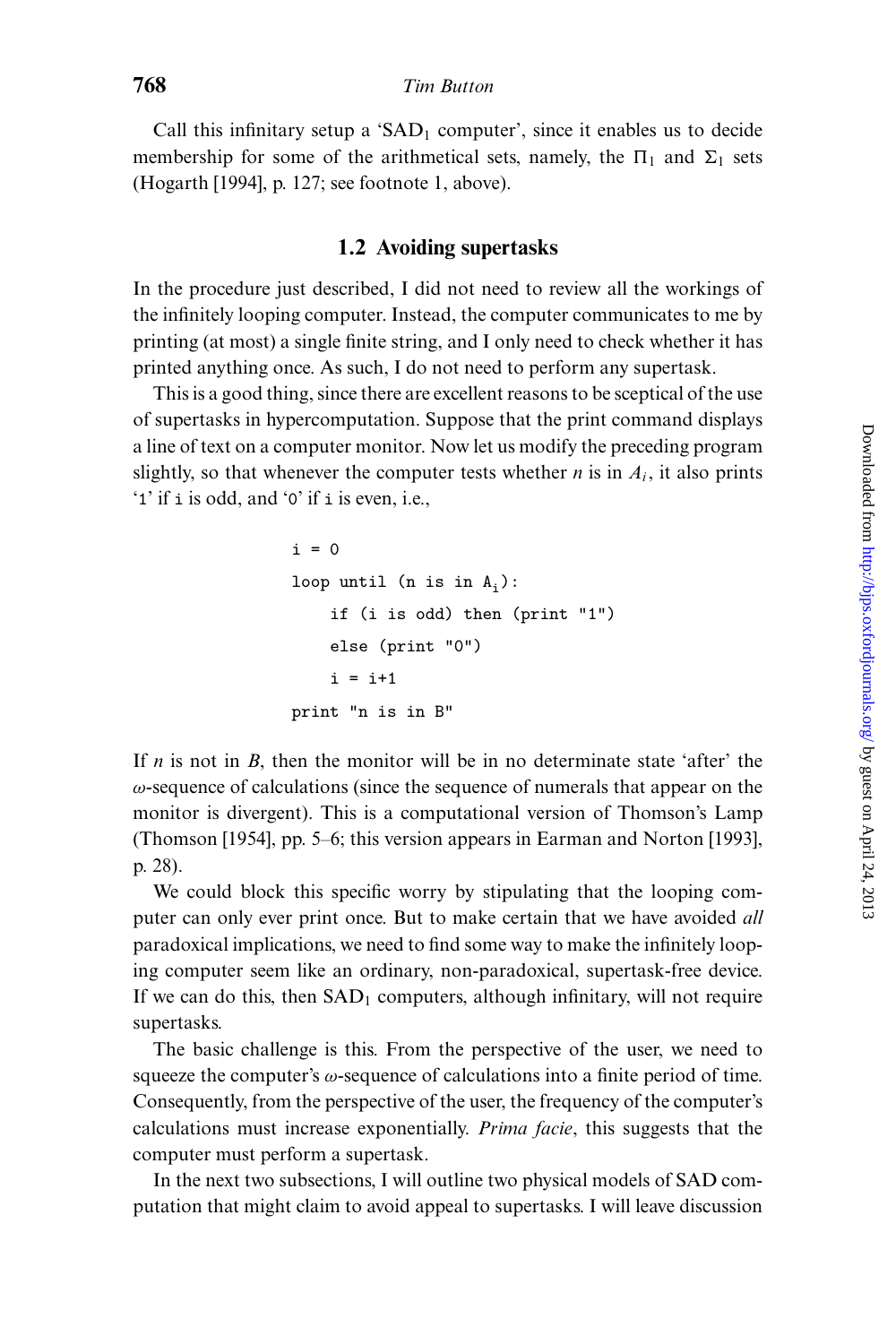Call this infinitary setup a '$\text{SAD}_1$ computer', since it enables us to decide membership for some of the arithmetical sets, namely, the $\Pi_1$ and $\Sigma_1$ sets (Hogarth [1994], p. 127; see footnote 1, above).

### 1.2 Avoiding supertasks

In the procedure just described, I did not need to review all the workings of the infinitely looping computer. Instead, the computer communicates to me by printing (at most) a single finite string, and I only need to check whether it has printed anything once. As such, I do not need to perform any supertask.

This is a good thing, since there are excellent reasons to be sceptical of the use of supertasks in hypercomputation. Suppose that the print command displays a line of text on a computer monitor. Now let us modify the preceding program slightly, so that whenever the computer tests whether $n$ is in $A_i$, it also prints '1' if i is odd, and '0' if i is even, i.e.,

```
i = 0
loop until (n is in A_i):
    if (i is odd) then (print "1")
    else (print "0")
    i = i+1
print "n is in B"
```

If $n$ is not in $B$, then the monitor will be in no determinate state 'after' the $\omega$-sequence of calculations (since the sequence of numerals that appear on the monitor is divergent). This is a computational version of Thomson's Lamp (Thomson [1954], pp. 5–6; this version appears in Earman and Norton [1993], p. 28).

We could block this specific worry by stipulating that the looping computer can only ever print once. But to make certain that we have avoided *all* paradoxical implications, we need to find some way to make the infinitely looping computer seem like an ordinary, non-paradoxical, supertask-free device. If we can do this, then $\text{SAD}_1$ computers, although infinitary, will not require supertasks.

The basic challenge is this. From the perspective of the user, we need to squeeze the computer's $\omega$-sequence of calculations into a finite period of time. Consequently, from the perspective of the user, the frequency of the computer's calculations must increase exponentially. *Prima facie*, this suggests that the computer must perform a supertask.

In the next two subsections, I will outline two physical models of SAD computation that might claim to avoid appeal to supertasks. I will leave discussion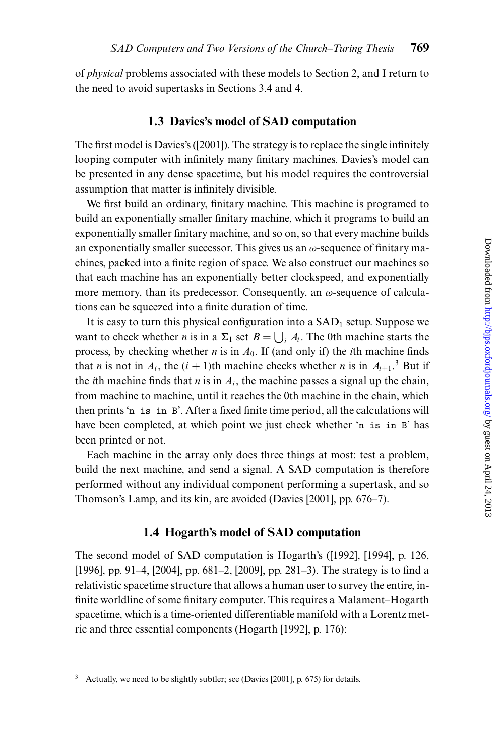of *physical* problems associated with these models to Section 2, and I return to the need to avoid supertasks in Sections 3.4 and 4.

## 1.3 Davies's model of SAD computation

The first model is Davies's ([2001]). The strategy is to replace the single infinitely looping computer with infinitely many finitary machines. Davies's model can be presented in any dense spacetime, but his model requires the controversial assumption that matter is infinitely divisible.

We first build an ordinary, finitary machine. This machine is programed to build an exponentially smaller finitary machine, which it programs to build an exponentially smaller finitary machine, and so on, so that every machine builds an exponentially smaller successor. This gives us an $\omega$-sequence of finitary machines, packed into a finite region of space. We also construct our machines so that each machine has an exponentially better clockspeed, and exponentially more memory, than its predecessor. Consequently, an $\omega$-sequence of calculations can be squeezed into a finite duration of time.

It is easy to turn this physical configuration into a $\text{SAD}_1$ setup. Suppose we want to check whether $n$ is in a $\Sigma_1$ set $B = \bigcup_i A_i$. The 0th machine starts the process, by checking whether $n$ is in $A_0$. If (and only if) the $i$th machine finds that $n$ is not in $A_i$, the $(i+1)$th machine checks whether $n$ is in $A_{i+1}$.[3] But if the $i$th machine finds that $n$ is in $A_i$, the machine passes a signal up the chain, from machine to machine, until it reaches the 0th machine in the chain, which then prints '`n is in B`'. After a fixed finite time period, all the calculations will have been completed, at which point we just check whether '`n is in B`' has been printed or not.

Each machine in the array only does three things at most: test a problem, build the next machine, and send a signal. A SAD computation is therefore performed without any individual component performing a supertask, and so Thomson's Lamp, and its kin, are avoided (Davies [2001], pp. 676–7).

## 1.4 Hogarth's model of SAD computation

The second model of SAD computation is Hogarth's ([1992], [1994], p. 126, [1996], pp. 91–4, [2004], pp. 681–2, [2009], pp. 281–3). The strategy is to find a relativistic spacetime structure that allows a human user to survey the entire, infinite worldline of some finitary computer. This requires a Malament–Hogarth spacetime, which is a time-oriented differentiable manifold with a Lorentz metric and three essential components (Hogarth [1992], p. 176):

[3] Actually, we need to be slightly subtler; see (Davies [2001], p. 675) for details.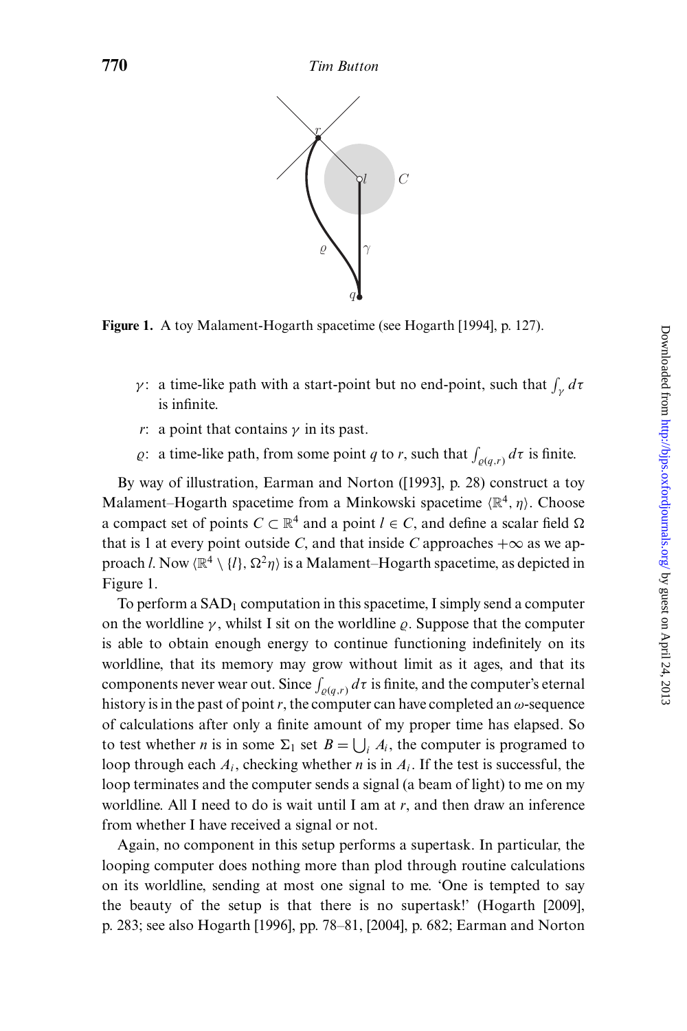**Figure 1.** A toy Malament-Hogarth spacetime (see Hogarth [1994], p. 127).

- $\gamma$: a time-like path with a start-point but no end-point, such that $\int_{\gamma} d\tau$ is infinite.
- $r$: a point that contains $\gamma$ in its past.
- $\varrho$: a time-like path, from some point $q$ to $r$, such that $\int_{\varrho(q,r)} d\tau$ is finite.

By way of illustration, Earman and Norton ([1993], p. 28) construct a toy Malament–Hogarth spacetime from a Minkowski spacetime $\langle \mathbb{R}^4, \eta \rangle$. Choose a compact set of points $C \subset \mathbb{R}^4$ and a point $l \in C$, and define a scalar field $\Omega$ that is 1 at every point outside $C$, and that inside $C$ approaches $+\infty$ as we approach $l$. Now $\langle \mathbb{R}^4 \setminus \{l\}, \Omega^2 \eta \rangle$ is a Malament–Hogarth spacetime, as depicted in Figure 1.

To perform a $\mathrm{SAD}_1$ computation in this spacetime, I simply send a computer on the worldline $\gamma$, whilst I sit on the worldline $\varrho$. Suppose that the computer is able to obtain enough energy to continue functioning indefinitely on its worldline, that its memory may grow without limit as it ages, and that its components never wear out. Since $\int_{\varrho(q,r)} d\tau$ is finite, and the computer's eternal history is in the past of point $r$, the computer can have completed an $\omega$-sequence of calculations after only a finite amount of my proper time has elapsed. So to test whether $n$ is in some $\Sigma_1$ set $B = \bigcup_i A_i$, the computer is programed to loop through each $A_i$, checking whether $n$ is in $A_i$. If the test is successful, the loop terminates and the computer sends a signal (a beam of light) to me on my worldline. All I need to do is wait until I am at $r$, and then draw an inference from whether I have received a signal or not.

Again, no component in this setup performs a supertask. In particular, the looping computer does nothing more than plod through routine calculations on its worldline, sending at most one signal to me. 'One is tempted to say the beauty of the setup is that there is no supertask!' (Hogarth [2009], p. 283; see also Hogarth [1996], pp. 78–81, [2004], p. 682; Earman and Norton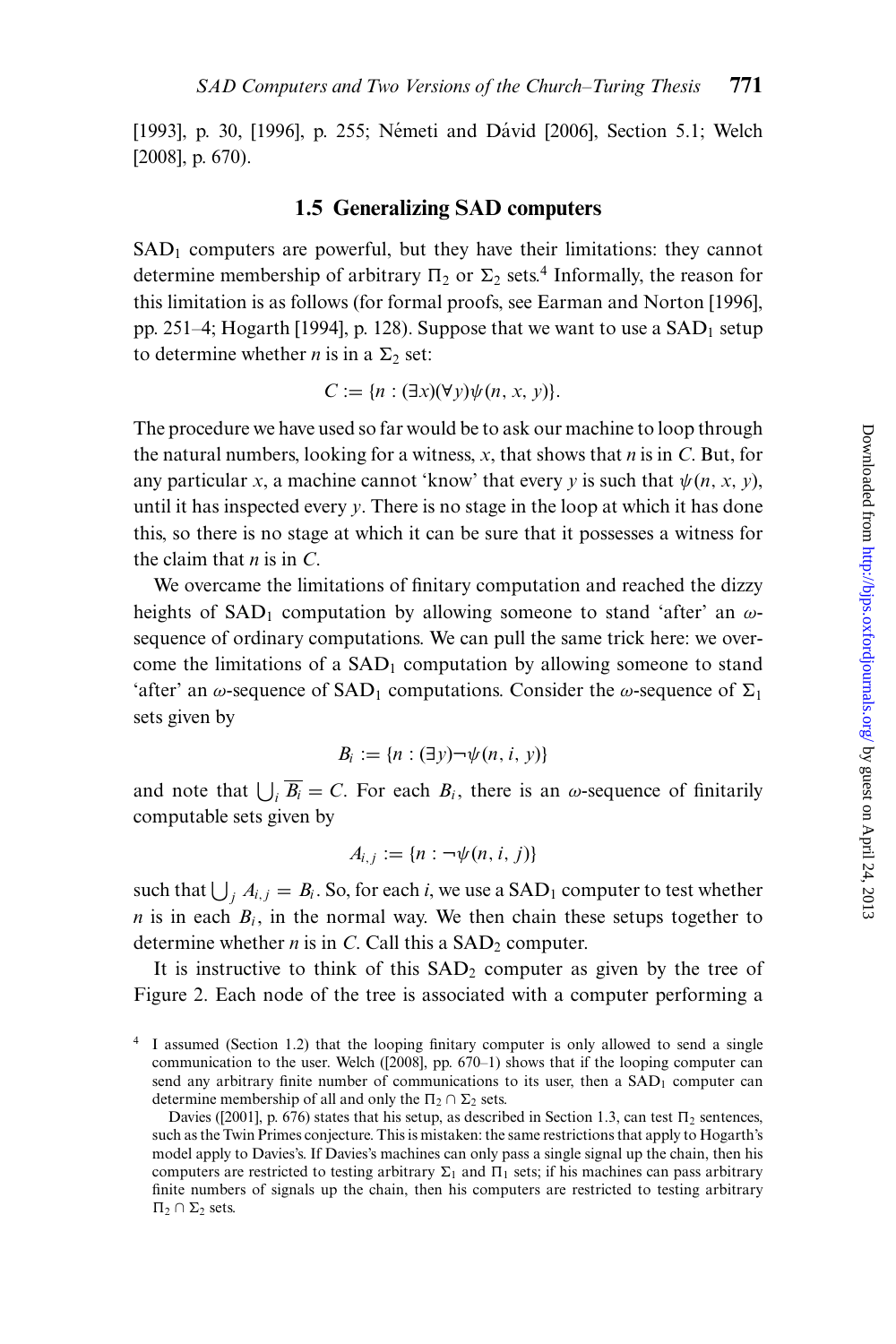[1993], p. 30, [1996], p. 255; Németi and Dávid [2006], Section 5.1; Welch [2008], p. 670).

## 1.5 Generalizing SAD computers

$SAD_1$ computers are powerful, but they have their limitations: they cannot determine membership of arbitrary $\Pi_2$ or $\Sigma_2$ sets.[4] Informally, the reason for this limitation is as follows (for formal proofs, see Earman and Norton [1996], pp. 251–4; Hogarth [1994], p. 128). Suppose that we want to use a $SAD_1$ setup to determine whether $n$ is in a $\Sigma_2$ set:

$$C := \{n : (\exists x)(\forall y)\psi(n, x, y)\}.$$

The procedure we have used so far would be to ask our machine to loop through the natural numbers, looking for a witness, $x$, that shows that $n$ is in $C$. But, for any particular $x$, a machine cannot 'know' that every $y$ is such that $\psi(n, x, y)$, until it has inspected every $y$. There is no stage in the loop at which it has done this, so there is no stage at which it can be sure that it possesses a witness for the claim that $n$ is in $C$.

We overcame the limitations of finitary computation and reached the dizzy heights of $SAD_1$ computation by allowing someone to stand 'after' an $\omega$-sequence of ordinary computations. We can pull the same trick here: we overcome the limitations of a $SAD_1$ computation by allowing someone to stand 'after' an $\omega$-sequence of $SAD_1$ computations. Consider the $\omega$-sequence of $\Sigma_1$ sets given by

$$B_i := \{n : (\exists y)\neg\psi(n, i, y)\}$$

and note that $\bigcup_i \overline{B_i} = C$. For each $B_i$, there is an $\omega$-sequence of finitarily computable sets given by

$$A_{i,j} := \{n : \neg\psi(n, i, j)\}$$

such that $\bigcup_j A_{i,j} = B_i$. So, for each $i$, we use a $SAD_1$ computer to test whether $n$ is in each $B_i$, in the normal way. We then chain these setups together to determine whether $n$ is in $C$. Call this a $SAD_2$ computer.

It is instructive to think of this $SAD_2$ computer as given by the tree of Figure 2. Each node of the tree is associated with a computer performing a

---

[4] I assumed (Section 1.2) that the looping finitary computer is only allowed to send a single communication to the user. Welch ([2008], pp. 670–1) shows that if the looping computer can send any arbitrary finite number of communications to its user, then a $SAD_1$ computer can determine membership of all and only the $\Pi_2 \cap \Sigma_2$ sets.

Davies ([2001], p. 676) states that his setup, as described in Section 1.3, can test $\Pi_2$ sentences, such as the Twin Primes conjecture. This is mistaken: the same restrictions that apply to Hogarth's model apply to Davies's. If Davies's machines can only pass a single signal up the chain, then his computers are restricted to testing arbitrary $\Sigma_1$ and $\Pi_1$ sets; if his machines can pass arbitrary finite numbers of signals up the chain, then his computers are restricted to testing arbitrary $\Pi_2 \cap \Sigma_2$ sets.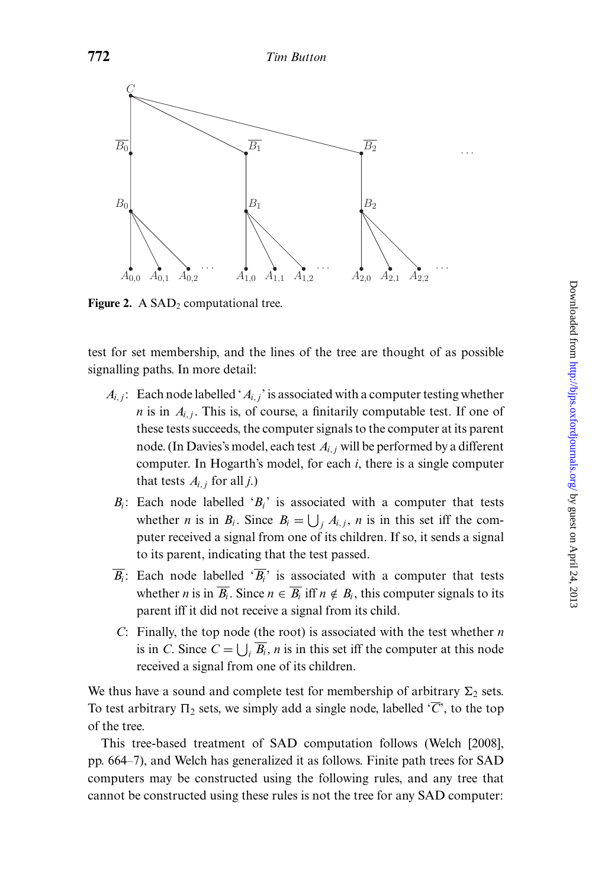**Figure 2.** A $\mathrm{SAD}_2$ computational tree.

test for set membership, and the lines of the tree are thought of as possible signalling paths. In more detail:

- $A_{i,j}$: Each node labelled '$A_{i,j}$' is associated with a computer testing whether $n$ is in $A_{i,j}$. This is, of course, a finitarily computable test. If one of these tests succeeds, the computer signals to the computer at its parent node. (In Davies's model, each test $A_{i,j}$ will be performed by a different computer. In Hogarth's model, for each $i$, there is a single computer that tests $A_{i,j}$ for all $j$.)
- $B_i$: Each node labelled '$B_i$' is associated with a computer that tests whether $n$ is in $B_i$. Since $B_i = \bigcup_j A_{i,j}$, $n$ is in this set iff the computer received a signal from one of its children. If so, it sends a signal to its parent, indicating that the test passed.
- $\overline{B_i}$: Each node labelled '$\overline{B_i}$' is associated with a computer that tests whether $n$ is in $\overline{B_i}$. Since $n \in \overline{B_i}$ iff $n \notin B_i$, this computer signals to its parent iff it did not receive a signal from its child.
- $C$: Finally, the top node (the root) is associated with the test whether $n$ is in $C$. Since $C = \bigcup_i \overline{B_i}$, $n$ is in this set iff the computer at this node received a signal from one of its children.

We thus have a sound and complete test for membership of arbitrary $\Sigma_2$ sets. To test arbitrary $\Pi_2$ sets, we simply add a single node, labelled '$\overline{C}$', to the top of the tree.

This tree-based treatment of SAD computation follows (Welch [2008], pp. 664–7), and Welch has generalized it as follows. Finite path trees for SAD computers may be constructed using the following rules, and any tree that cannot be constructed using these rules is not the tree for any SAD computer: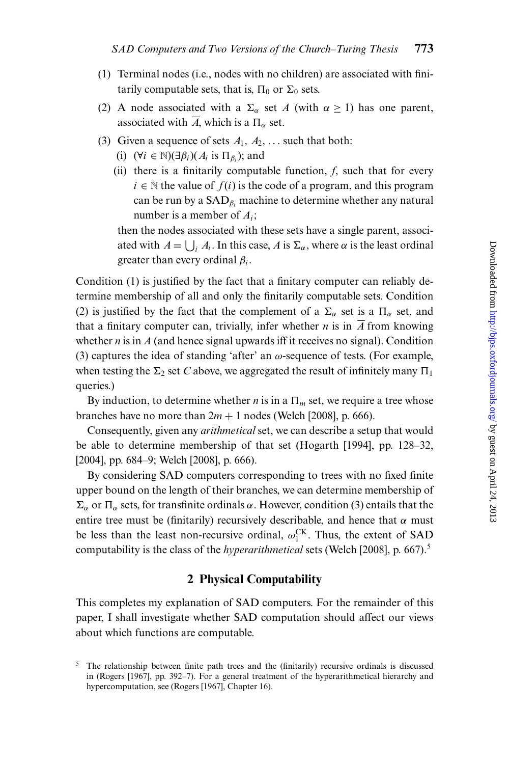(1) Terminal nodes (i.e., nodes with no children) are associated with finitarily computable sets, that is, $\Pi_0$ or $\Sigma_0$ sets.

(2) A node associated with a $\Sigma_\alpha$ set $A$ (with $\alpha \geq 1$) has one parent, associated with $\overline{A}$, which is a $\Pi_\alpha$ set.

(3) Given a sequence of sets $A_1, A_2, \ldots$ such that both:

   (i) $(\forall i \in \mathbb{N})(\exists \beta_i)(A_i \text{ is } \Pi_{\beta_i})$; and

   (ii) there is a finitarily computable function, $f$, such that for every $i \in \mathbb{N}$ the value of $f(i)$ is the code of a program, and this program can be run by a $\text{SAD}_{\beta_i}$ machine to determine whether any natural number is a member of $A_i$;

   then the nodes associated with these sets have a single parent, associated with $A = \bigcup_i A_i$. In this case, $A$ is $\Sigma_\alpha$, where $\alpha$ is the least ordinal greater than every ordinal $\beta_i$.

Condition (1) is justified by the fact that a finitary computer can reliably determine membership of all and only the finitarily computable sets. Condition (2) is justified by the fact that the complement of a $\Sigma_\alpha$ set is a $\Pi_\alpha$ set, and that a finitary computer can, trivially, infer whether $n$ is in $\overline{A}$ from knowing whether $n$ is in $A$ (and hence signal upwards iff it receives no signal). Condition (3) captures the idea of standing 'after' an $\omega$-sequence of tests. (For example, when testing the $\Sigma_2$ set $C$ above, we aggregated the result of infinitely many $\Pi_1$ queries.)

By induction, to determine whether $n$ is in a $\Pi_m$ set, we require a tree whose branches have no more than $2m + 1$ nodes (Welch [2008], p. 666).

Consequently, given any *arithmetical* set, we can describe a setup that would be able to determine membership of that set (Hogarth [1994], pp. 128–32, [2004], pp. 684–9; Welch [2008], p. 666).

By considering SAD computers corresponding to trees with no fixed finite upper bound on the length of their branches, we can determine membership of $\Sigma_\alpha$ or $\Pi_\alpha$ sets, for transfinite ordinals $\alpha$. However, condition (3) entails that the entire tree must be (finitarily) recursively describable, and hence that $\alpha$ must be less than the least non-recursive ordinal, $\omega_1^{\text{CK}}$. Thus, the extent of SAD computability is the class of the *hyperarithmetical* sets (Welch [2008], p. 667).[5]

## 2 Physical Computability

This completes my explanation of SAD computers. For the remainder of this paper, I shall investigate whether SAD computation should affect our views about which functions are computable.

[5] The relationship between finite path trees and the (finitarily) recursive ordinals is discussed in (Rogers [1967], pp. 392–7). For a general treatment of the hyperarithmetical hierarchy and hypercomputation, see (Rogers [1967], Chapter 16).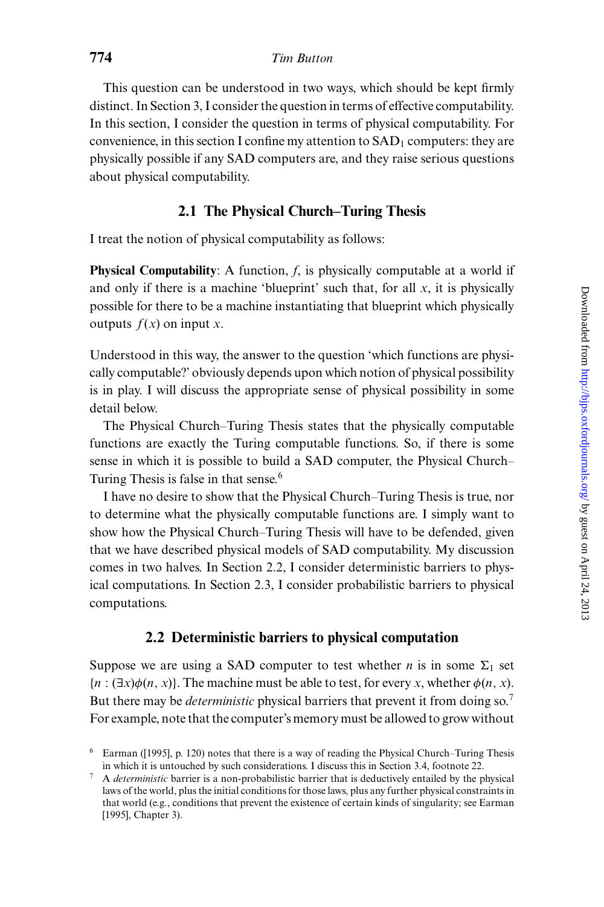This question can be understood in two ways, which should be kept firmly distinct. In Section 3, I consider the question in terms of effective computability. In this section, I consider the question in terms of physical computability. For convenience, in this section I confine my attention to $SAD_1$ computers: they are physically possible if any SAD computers are, and they raise serious questions about physical computability.

### 2.1 The Physical Church–Turing Thesis

I treat the notion of physical computability as follows:

**Physical Computability**: A function, $f$, is physically computable at a world if and only if there is a machine 'blueprint' such that, for all $x$, it is physically possible for there to be a machine instantiating that blueprint which physically outputs $f(x)$ on input $x$.

Understood in this way, the answer to the question 'which functions are physically computable?' obviously depends upon which notion of physical possibility is in play. I will discuss the appropriate sense of physical possibility in some detail below.

The Physical Church–Turing Thesis states that the physically computable functions are exactly the Turing computable functions. So, if there is some sense in which it is possible to build a SAD computer, the Physical Church–Turing Thesis is false in that sense.[6]

I have no desire to show that the Physical Church–Turing Thesis is true, nor to determine what the physically computable functions are. I simply want to show how the Physical Church–Turing Thesis will have to be defended, given that we have described physical models of SAD computability. My discussion comes in two halves. In Section 2.2, I consider deterministic barriers to physical computations. In Section 2.3, I consider probabilistic barriers to physical computations.

### 2.2 Deterministic barriers to physical computation

Suppose we are using a SAD computer to test whether $n$ is in some $\Sigma_1$ set $\{n : (\exists x)\phi(n, x)\}$. The machine must be able to test, for every $x$, whether $\phi(n, x)$. But there may be *deterministic* physical barriers that prevent it from doing so.[7] For example, note that the computer's memory must be allowed to grow without

[6] Earman ([1995], p. 120) notes that there is a way of reading the Physical Church–Turing Thesis in which it is untouched by such considerations. I discuss this in Section 3.4, footnote 22.

[7] A *deterministic* barrier is a non-probabilistic barrier that is deductively entailed by the physical laws of the world, plus the initial conditions for those laws, plus any further physical constraints in that world (e.g., conditions that prevent the existence of certain kinds of singularity; see Earman [1995], Chapter 3).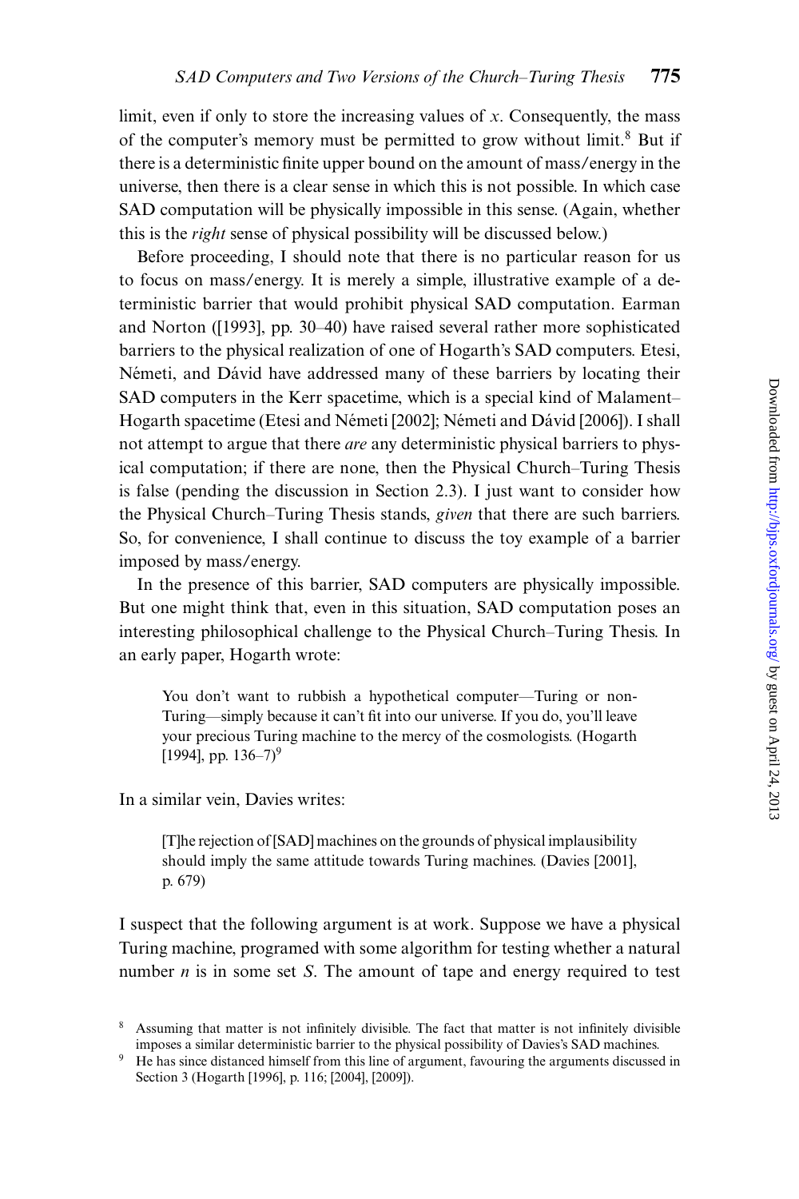limit, even if only to store the increasing values of $x$. Consequently, the mass of the computer's memory must be permitted to grow without limit.[8] But if there is a deterministic finite upper bound on the amount of mass/energy in the universe, then there is a clear sense in which this is not possible. In which case SAD computation will be physically impossible in this sense. (Again, whether this is the *right* sense of physical possibility will be discussed below.)

Before proceeding, I should note that there is no particular reason for us to focus on mass/energy. It is merely a simple, illustrative example of a deterministic barrier that would prohibit physical SAD computation. Earman and Norton ([1993], pp. 30–40) have raised several rather more sophisticated barriers to the physical realization of one of Hogarth's SAD computers. Etesi, Németi, and Dávid have addressed many of these barriers by locating their SAD computers in the Kerr spacetime, which is a special kind of Malament–Hogarth spacetime (Etesi and Németi [2002]; Németi and Dávid [2006]). I shall not attempt to argue that there *are* any deterministic physical barriers to physical computation; if there are none, then the Physical Church–Turing Thesis is false (pending the discussion in Section 2.3). I just want to consider how the Physical Church–Turing Thesis stands, *given* that there are such barriers. So, for convenience, I shall continue to discuss the toy example of a barrier imposed by mass/energy.

In the presence of this barrier, SAD computers are physically impossible. But one might think that, even in this situation, SAD computation poses an interesting philosophical challenge to the Physical Church–Turing Thesis. In an early paper, Hogarth wrote:

> You don't want to rubbish a hypothetical computer—Turing or non-Turing—simply because it can't fit into our universe. If you do, you'll leave your precious Turing machine to the mercy of the cosmologists. (Hogarth [1994], pp. 136–7)[9]

In a similar vein, Davies writes:

> [T]he rejection of [SAD] machines on the grounds of physical implausibility should imply the same attitude towards Turing machines. (Davies [2001], p. 679)

I suspect that the following argument is at work. Suppose we have a physical Turing machine, programed with some algorithm for testing whether a natural number $n$ is in some set $S$. The amount of tape and energy required to test

[8] Assuming that matter is not infinitely divisible. The fact that matter is not infinitely divisible imposes a similar deterministic barrier to the physical possibility of Davies's SAD machines.

[9] He has since distanced himself from this line of argument, favouring the arguments discussed in Section 3 (Hogarth [1996], p. 116; [2004], [2009]).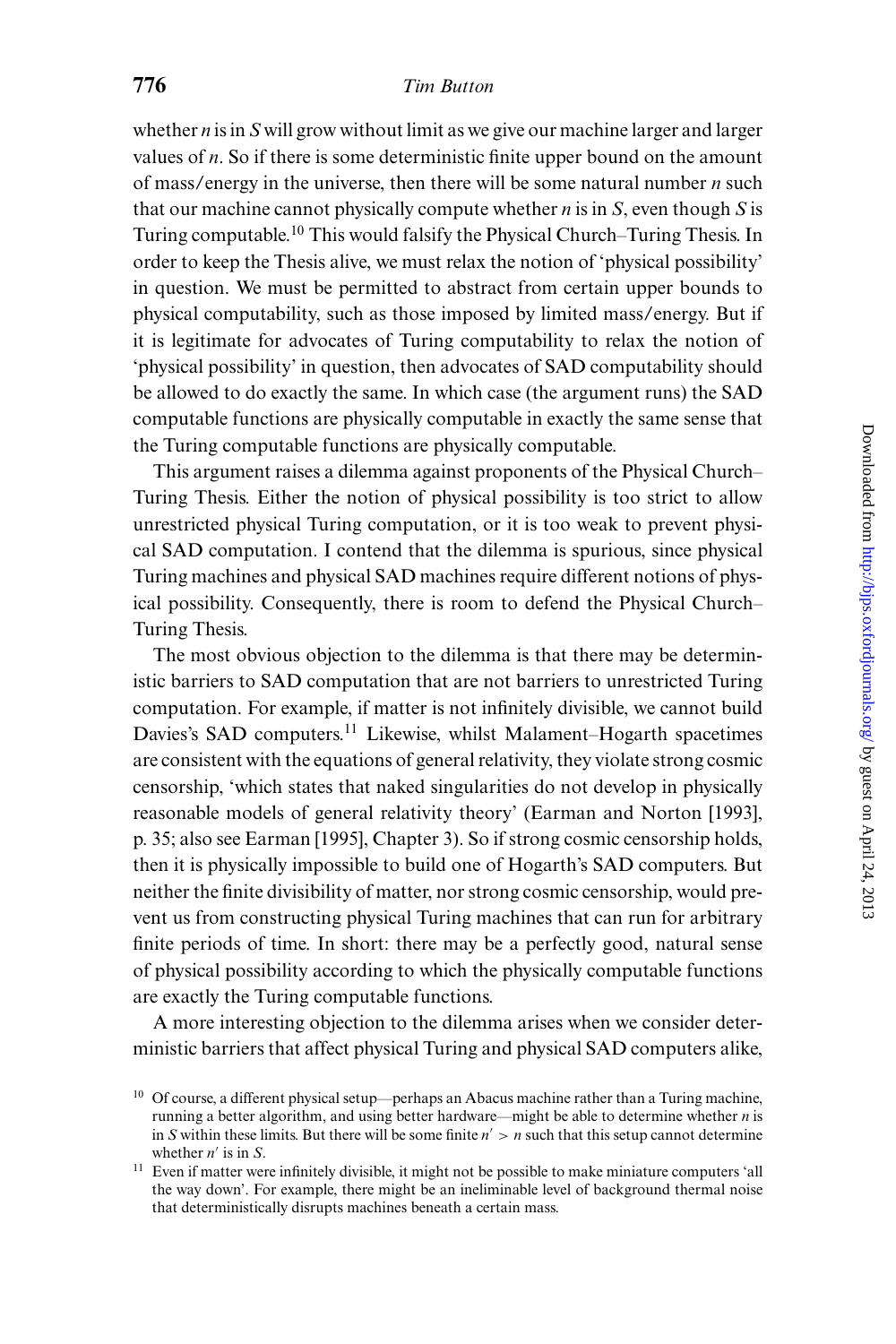whether $n$ is in $S$ will grow without limit as we give our machine larger and larger values of $n$. So if there is some deterministic finite upper bound on the amount of mass/energy in the universe, then there will be some natural number $n$ such that our machine cannot physically compute whether $n$ is in $S$, even though $S$ is Turing computable.[10] This would falsify the Physical Church–Turing Thesis. In order to keep the Thesis alive, we must relax the notion of 'physical possibility' in question. We must be permitted to abstract from certain upper bounds to physical computability, such as those imposed by limited mass/energy. But if it is legitimate for advocates of Turing computability to relax the notion of 'physical possibility' in question, then advocates of SAD computability should be allowed to do exactly the same. In which case (the argument runs) the SAD computable functions are physically computable in exactly the same sense that the Turing computable functions are physically computable.

This argument raises a dilemma against proponents of the Physical Church–Turing Thesis. Either the notion of physical possibility is too strict to allow unrestricted physical Turing computation, or it is too weak to prevent physical SAD computation. I contend that the dilemma is spurious, since physical Turing machines and physical SAD machines require different notions of physical possibility. Consequently, there is room to defend the Physical Church–Turing Thesis.

The most obvious objection to the dilemma is that there may be deterministic barriers to SAD computation that are not barriers to unrestricted Turing computation. For example, if matter is not infinitely divisible, we cannot build Davies's SAD computers.[11] Likewise, whilst Malament–Hogarth spacetimes are consistent with the equations of general relativity, they violate strong cosmic censorship, 'which states that naked singularities do not develop in physically reasonable models of general relativity theory' (Earman and Norton [1993], p. 35; also see Earman [1995], Chapter 3). So if strong cosmic censorship holds, then it is physically impossible to build one of Hogarth's SAD computers. But neither the finite divisibility of matter, nor strong cosmic censorship, would prevent us from constructing physical Turing machines that can run for arbitrary finite periods of time. In short: there may be a perfectly good, natural sense of physical possibility according to which the physically computable functions are exactly the Turing computable functions.

A more interesting objection to the dilemma arises when we consider deterministic barriers that affect physical Turing and physical SAD computers alike,

[10] Of course, a different physical setup—perhaps an Abacus machine rather than a Turing machine, running a better algorithm, and using better hardware—might be able to determine whether $n$ is in $S$ within these limits. But there will be some finite $n' > n$ such that this setup cannot determine whether $n'$ is in $S$.

[11] Even if matter were infinitely divisible, it might not be possible to make miniature computers 'all the way down'. For example, there might be an ineliminable level of background thermal noise that deterministically disrupts machines beneath a certain mass.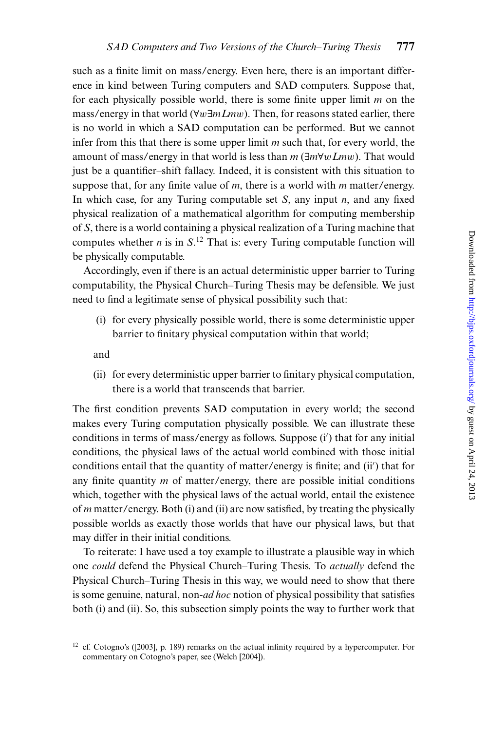such as a finite limit on mass/energy. Even here, there is an important difference in kind between Turing computers and SAD computers. Suppose that, for each physically possible world, there is some finite upper limit $m$ on the mass/energy in that world ($\forall w \exists m Lmw$). Then, for reasons stated earlier, there is no world in which a SAD computation can be performed. But we cannot infer from this that there is some upper limit $m$ such that, for every world, the amount of mass/energy in that world is less than $m$ ($\exists m \forall w Lmw$). That would just be a quantifier–shift fallacy. Indeed, it is consistent with this situation to suppose that, for any finite value of $m$, there is a world with $m$ matter/energy. In which case, for any Turing computable set $S$, any input $n$, and any fixed physical realization of a mathematical algorithm for computing membership of $S$, there is a world containing a physical realization of a Turing machine that computes whether $n$ is in $S$.[12] That is: every Turing computable function will be physically computable.

Accordingly, even if there is an actual deterministic upper barrier to Turing computability, the Physical Church–Turing Thesis may be defensible. We just need to find a legitimate sense of physical possibility such that:

(i) for every physically possible world, there is some deterministic upper barrier to finitary physical computation within that world;

and

(ii) for every deterministic upper barrier to finitary physical computation, there is a world that transcends that barrier.

The first condition prevents SAD computation in every world; the second makes every Turing computation physically possible. We can illustrate these conditions in terms of mass/energy as follows. Suppose (i′) that for any initial conditions, the physical laws of the actual world combined with those initial conditions entail that the quantity of matter/energy is finite; and (ii′) that for any finite quantity $m$ of matter/energy, there are possible initial conditions which, together with the physical laws of the actual world, entail the existence of $m$ matter/energy. Both (i) and (ii) are now satisfied, by treating the physically possible worlds as exactly those worlds that have our physical laws, but that may differ in their initial conditions.

To reiterate: I have used a toy example to illustrate a plausible way in which one *could* defend the Physical Church–Turing Thesis. To *actually* defend the Physical Church–Turing Thesis in this way, we would need to show that there is some genuine, natural, non-*ad hoc* notion of physical possibility that satisfies both (i) and (ii). So, this subsection simply points the way to further work that

[12] cf. Cotogno's ([2003], p. 189) remarks on the actual infinity required by a hypercomputer. For commentary on Cotogno's paper, see (Welch [2004]).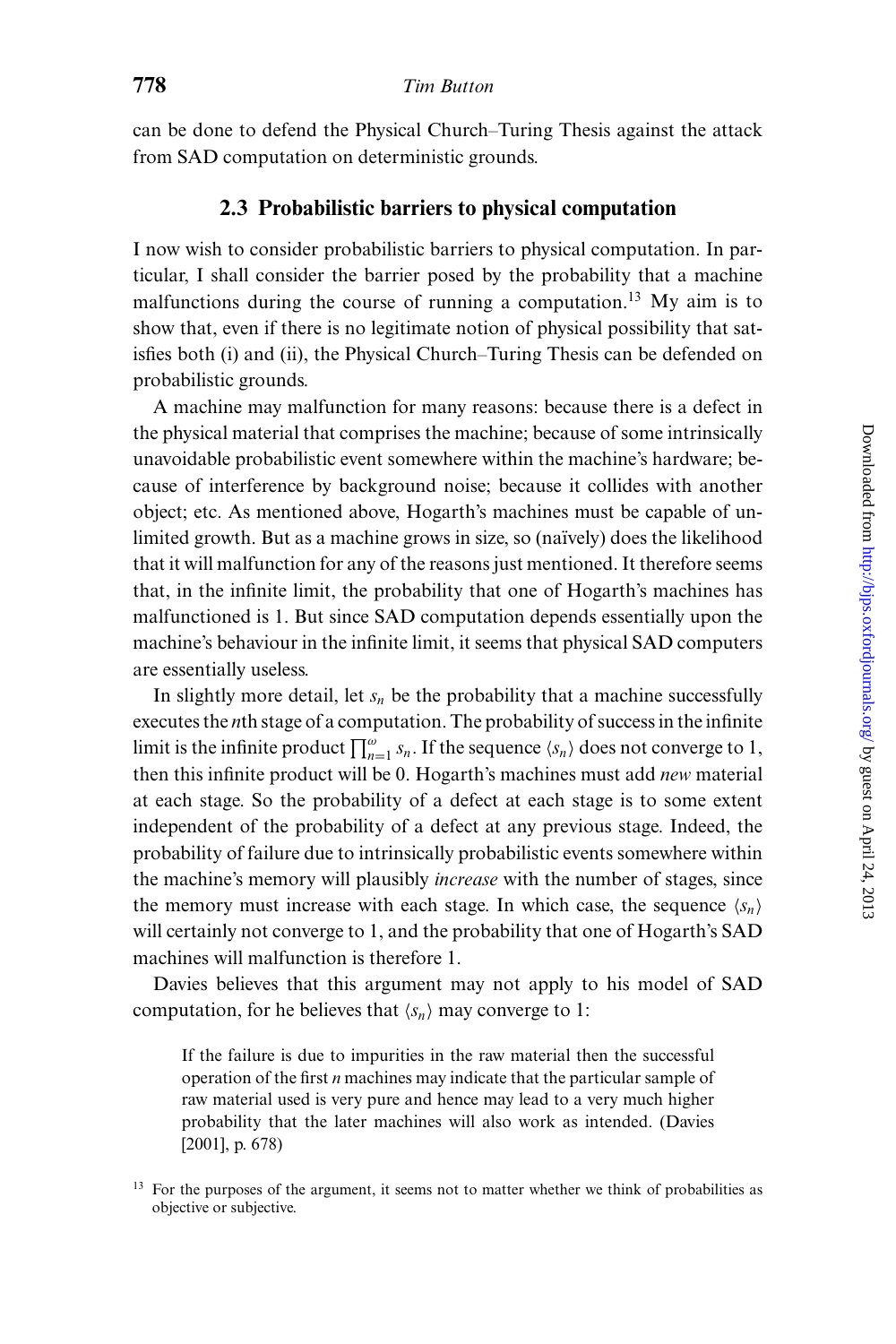can be done to defend the Physical Church–Turing Thesis against the attack from SAD computation on deterministic grounds.

### 2.3 Probabilistic barriers to physical computation

I now wish to consider probabilistic barriers to physical computation. In particular, I shall consider the barrier posed by the probability that a machine malfunctions during the course of running a computation.[13] My aim is to show that, even if there is no legitimate notion of physical possibility that satisfies both (i) and (ii), the Physical Church–Turing Thesis can be defended on probabilistic grounds.

A machine may malfunction for many reasons: because there is a defect in the physical material that comprises the machine; because of some intrinsically unavoidable probabilistic event somewhere within the machine's hardware; because of interference by background noise; because it collides with another object; etc. As mentioned above, Hogarth's machines must be capable of unlimited growth. But as a machine grows in size, so (naïvely) does the likelihood that it will malfunction for any of the reasons just mentioned. It therefore seems that, in the infinite limit, the probability that one of Hogarth's machines has malfunctioned is 1. But since SAD computation depends essentially upon the machine's behaviour in the infinite limit, it seems that physical SAD computers are essentially useless.

In slightly more detail, let $s_n$ be the probability that a machine successfully executes the $n$th stage of a computation. The probability of success in the infinite limit is the infinite product $\prod_{n=1}^{\omega} s_n$. If the sequence $\langle s_n \rangle$ does not converge to 1, then this infinite product will be 0. Hogarth's machines must add *new* material at each stage. So the probability of a defect at each stage is to some extent independent of the probability of a defect at any previous stage. Indeed, the probability of failure due to intrinsically probabilistic events somewhere within the machine's memory will plausibly *increase* with the number of stages, since the memory must increase with each stage. In which case, the sequence $\langle s_n \rangle$ will certainly not converge to 1, and the probability that one of Hogarth's SAD machines will malfunction is therefore 1.

Davies believes that this argument may not apply to his model of SAD computation, for he believes that $\langle s_n \rangle$ may converge to 1:

> If the failure is due to impurities in the raw material then the successful operation of the first $n$ machines may indicate that the particular sample of raw material used is very pure and hence may lead to a very much higher probability that the later machines will also work as intended. (Davies [2001], p. 678)

[13] For the purposes of the argument, it seems not to matter whether we think of probabilities as objective or subjective.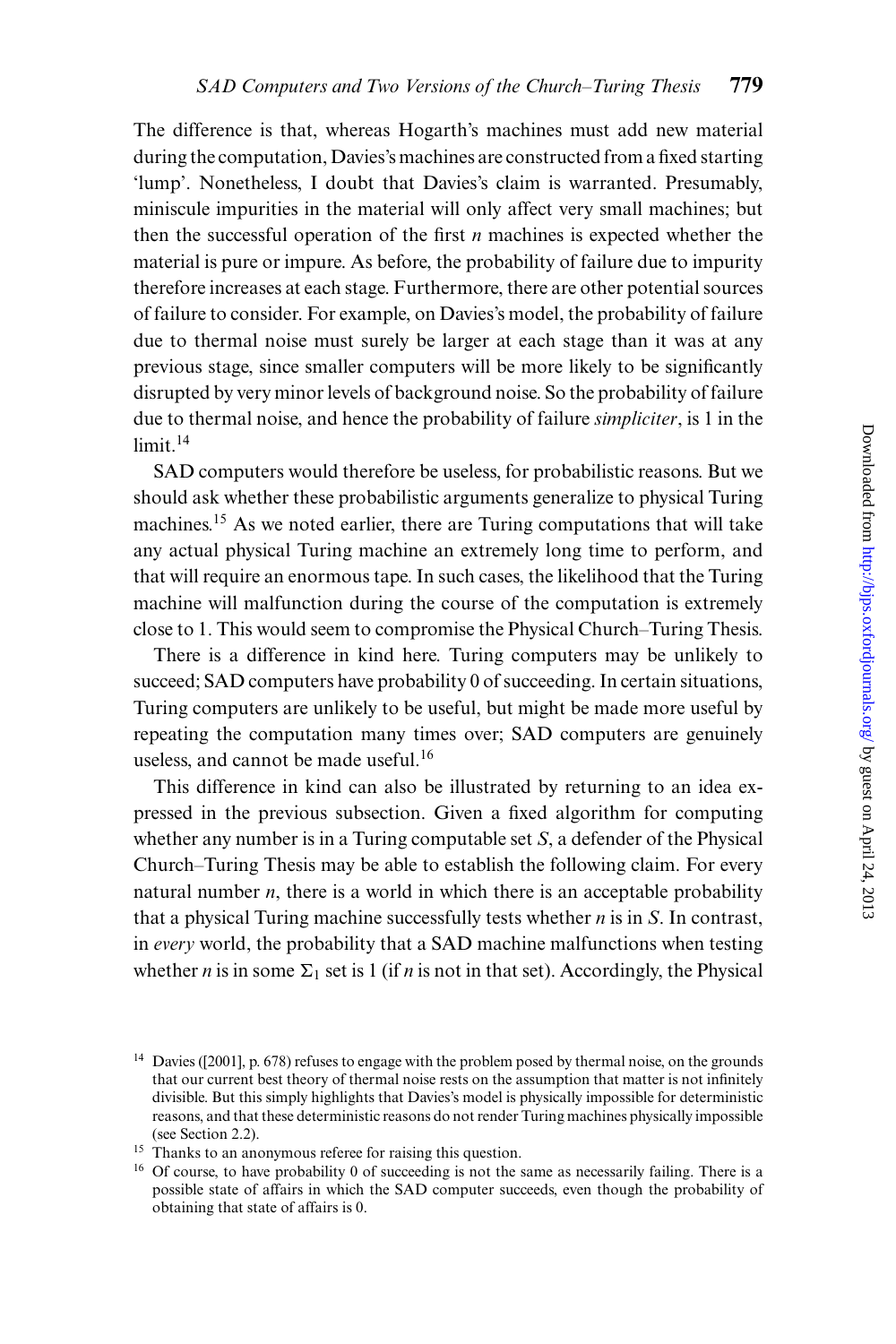The difference is that, whereas Hogarth's machines must add new material during the computation, Davies's machines are constructed from a fixed starting 'lump'. Nonetheless, I doubt that Davies's claim is warranted. Presumably, miniscule impurities in the material will only affect very small machines; but then the successful operation of the first $n$ machines is expected whether the material is pure or impure. As before, the probability of failure due to impurity therefore increases at each stage. Furthermore, there are other potential sources of failure to consider. For example, on Davies's model, the probability of failure due to thermal noise must surely be larger at each stage than it was at any previous stage, since smaller computers will be more likely to be significantly disrupted by very minor levels of background noise. So the probability of failure due to thermal noise, and hence the probability of failure *simpliciter*, is 1 in the limit.[14]

SAD computers would therefore be useless, for probabilistic reasons. But we should ask whether these probabilistic arguments generalize to physical Turing machines.[15] As we noted earlier, there are Turing computations that will take any actual physical Turing machine an extremely long time to perform, and that will require an enormous tape. In such cases, the likelihood that the Turing machine will malfunction during the course of the computation is extremely close to 1. This would seem to compromise the Physical Church–Turing Thesis.

There is a difference in kind here. Turing computers may be unlikely to succeed; SAD computers have probability 0 of succeeding. In certain situations, Turing computers are unlikely to be useful, but might be made more useful by repeating the computation many times over; SAD computers are genuinely useless, and cannot be made useful.[16]

This difference in kind can also be illustrated by returning to an idea expressed in the previous subsection. Given a fixed algorithm for computing whether any number is in a Turing computable set $S$, a defender of the Physical Church–Turing Thesis may be able to establish the following claim. For every natural number $n$, there is a world in which there is an acceptable probability that a physical Turing machine successfully tests whether $n$ is in $S$. In contrast, in *every* world, the probability that a SAD machine malfunctions when testing whether $n$ is in some $\Sigma_1$ set is 1 (if $n$ is not in that set). Accordingly, the Physical

[14] Davies ([2001], p. 678) refuses to engage with the problem posed by thermal noise, on the grounds that our current best theory of thermal noise rests on the assumption that matter is not infinitely divisible. But this simply highlights that Davies's model is physically impossible for deterministic reasons, and that these deterministic reasons do not render Turing machines physically impossible (see Section 2.2).

[15] Thanks to an anonymous referee for raising this question.

[16] Of course, to have probability 0 of succeeding is not the same as necessarily failing. There is a possible state of affairs in which the SAD computer succeeds, even though the probability of obtaining that state of affairs is 0.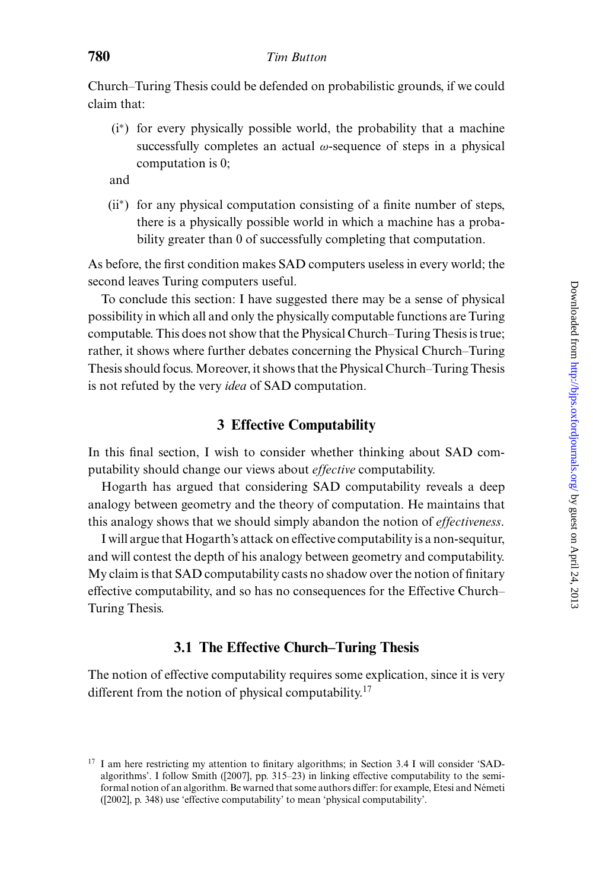Church–Turing Thesis could be defended on probabilistic grounds, if we could claim that:

(i*) for every physically possible world, the probability that a machine successfully completes an actual $\omega$-sequence of steps in a physical computation is 0;

and

(ii*) for any physical computation consisting of a finite number of steps, there is a physically possible world in which a machine has a probability greater than 0 of successfully completing that computation.

As before, the first condition makes SAD computers useless in every world; the second leaves Turing computers useful.

To conclude this section: I have suggested there may be a sense of physical possibility in which all and only the physically computable functions are Turing computable. This does not show that the Physical Church–Turing Thesis is true; rather, it shows where further debates concerning the Physical Church–Turing Thesis should focus. Moreover, it shows that the Physical Church–Turing Thesis is not refuted by the very *idea* of SAD computation.

## 3 Effective Computability

In this final section, I wish to consider whether thinking about SAD computability should change our views about *effective* computability.

Hogarth has argued that considering SAD computability reveals a deep analogy between geometry and the theory of computation. He maintains that this analogy shows that we should simply abandon the notion of *effectiveness*.

I will argue that Hogarth's attack on effective computability is a non-sequitur, and will contest the depth of his analogy between geometry and computability. My claim is that SAD computability casts no shadow over the notion of finitary effective computability, and so has no consequences for the Effective Church–Turing Thesis.

### 3.1 The Effective Church–Turing Thesis

The notion of effective computability requires some explication, since it is very different from the notion of physical computability.[17]

[17] I am here restricting my attention to finitary algorithms; in Section 3.4 I will consider 'SAD-algorithms'. I follow Smith ([2007], pp. 315–23) in linking effective computability to the semi-formal notion of an algorithm. Be warned that some authors differ: for example, Etesi and Németi ([2002], p. 348) use 'effective computability' to mean 'physical computability'.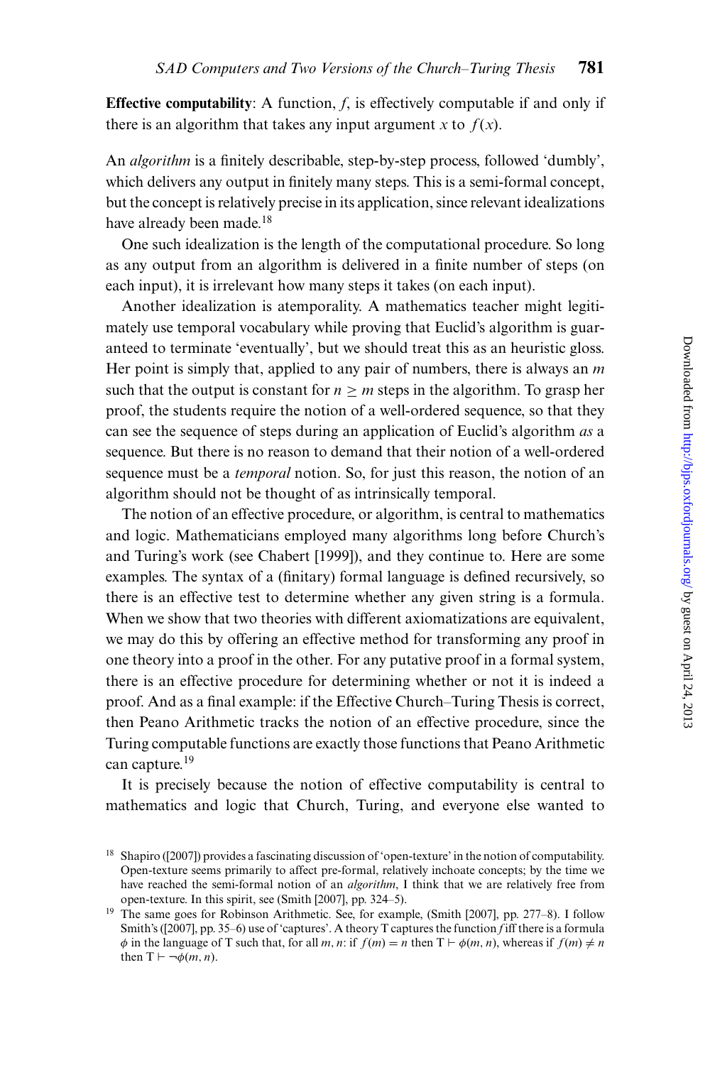**Effective computability**: A function, $f$, is effectively computable if and only if there is an algorithm that takes any input argument $x$ to $f(x)$.

An *algorithm* is a finitely describable, step-by-step process, followed 'dumbly', which delivers any output in finitely many steps. This is a semi-formal concept, but the concept is relatively precise in its application, since relevant idealizations have already been made.[18]

One such idealization is the length of the computational procedure. So long as any output from an algorithm is delivered in a finite number of steps (on each input), it is irrelevant how many steps it takes (on each input).

Another idealization is atemporality. A mathematics teacher might legitimately use temporal vocabulary while proving that Euclid's algorithm is guaranteed to terminate 'eventually', but we should treat this as an heuristic gloss. Her point is simply that, applied to any pair of numbers, there is always an $m$ such that the output is constant for $n \geq m$ steps in the algorithm. To grasp her proof, the students require the notion of a well-ordered sequence, so that they can see the sequence of steps during an application of Euclid's algorithm *as* a sequence. But there is no reason to demand that their notion of a well-ordered sequence must be a *temporal* notion. So, for just this reason, the notion of an algorithm should not be thought of as intrinsically temporal.

The notion of an effective procedure, or algorithm, is central to mathematics and logic. Mathematicians employed many algorithms long before Church's and Turing's work (see Chabert [1999]), and they continue to. Here are some examples. The syntax of a (finitary) formal language is defined recursively, so there is an effective test to determine whether any given string is a formula. When we show that two theories with different axiomatizations are equivalent, we may do this by offering an effective method for transforming any proof in one theory into a proof in the other. For any putative proof in a formal system, there is an effective procedure for determining whether or not it is indeed a proof. And as a final example: if the Effective Church–Turing Thesis is correct, then Peano Arithmetic tracks the notion of an effective procedure, since the Turing computable functions are exactly those functions that Peano Arithmetic can capture.[19]

It is precisely because the notion of effective computability is central to mathematics and logic that Church, Turing, and everyone else wanted to

---

[18] Shapiro ([2007]) provides a fascinating discussion of 'open-texture' in the notion of computability. Open-texture seems primarily to affect pre-formal, relatively inchoate concepts; by the time we have reached the semi-formal notion of an *algorithm*, I think that we are relatively free from open-texture. In this spirit, see (Smith [2007], pp. 324–5).

[19] The same goes for Robinson Arithmetic. See, for example, (Smith [2007], pp. 277–8). I follow Smith's ([2007], pp. 35–6) use of 'captures'. A theory T captures the function $f$ iff there is a formula $\phi$ in the language of T such that, for all $m, n$: if $f(m) = n$ then $\mathrm{T} \vdash \phi(m, n)$, whereas if $f(m) \neq n$ then $\mathrm{T} \vdash \neg\phi(m, n)$.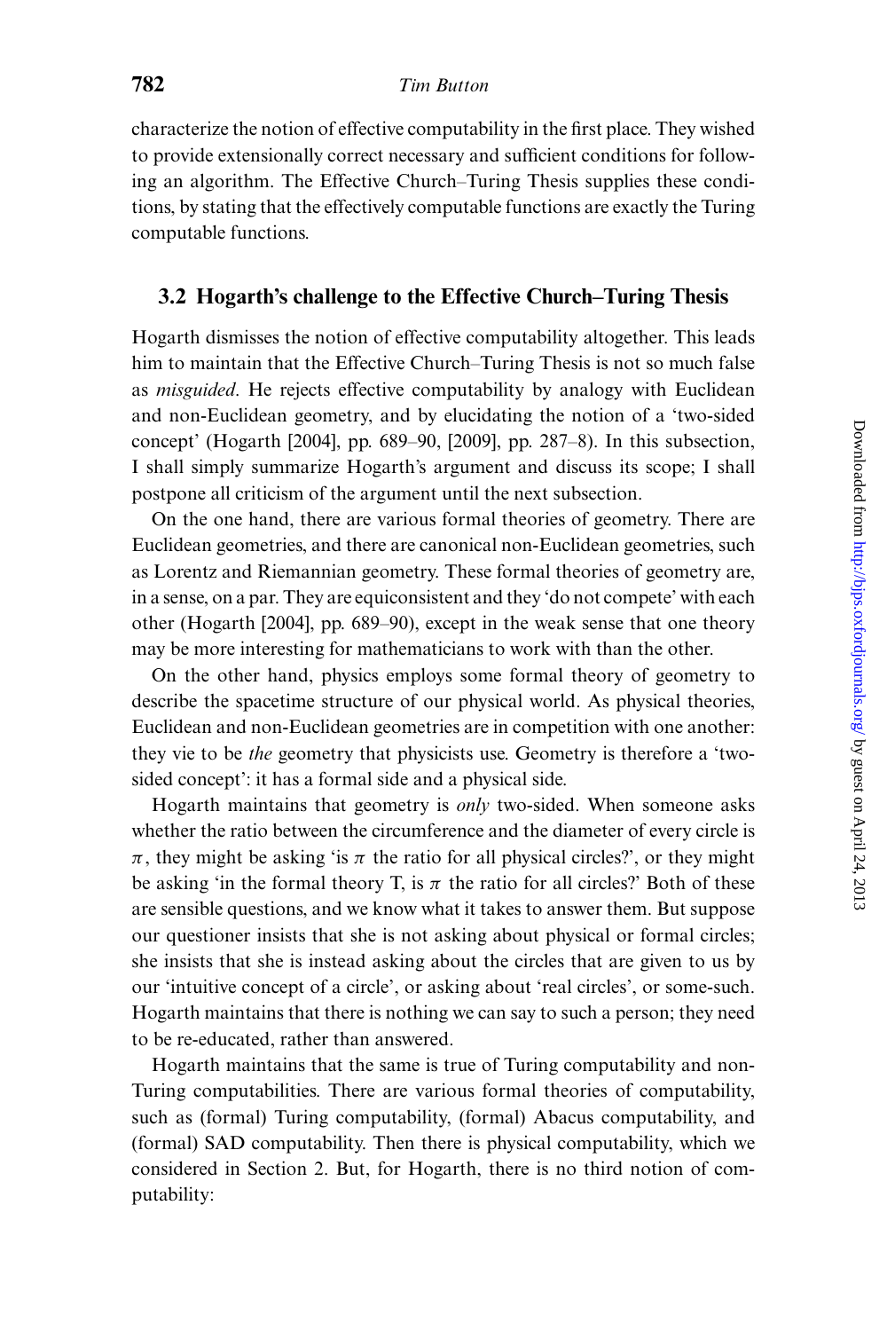characterize the notion of effective computability in the first place. They wished to provide extensionally correct necessary and sufficient conditions for following an algorithm. The Effective Church–Turing Thesis supplies these conditions, by stating that the effectively computable functions are exactly the Turing computable functions.

### 3.2 Hogarth's challenge to the Effective Church–Turing Thesis

Hogarth dismisses the notion of effective computability altogether. This leads him to maintain that the Effective Church–Turing Thesis is not so much false as *misguided*. He rejects effective computability by analogy with Euclidean and non-Euclidean geometry, and by elucidating the notion of a 'two-sided concept' (Hogarth [2004], pp. 689–90, [2009], pp. 287–8). In this subsection, I shall simply summarize Hogarth's argument and discuss its scope; I shall postpone all criticism of the argument until the next subsection.

On the one hand, there are various formal theories of geometry. There are Euclidean geometries, and there are canonical non-Euclidean geometries, such as Lorentz and Riemannian geometry. These formal theories of geometry are, in a sense, on a par. They are equiconsistent and they 'do not compete' with each other (Hogarth [2004], pp. 689–90), except in the weak sense that one theory may be more interesting for mathematicians to work with than the other.

On the other hand, physics employs some formal theory of geometry to describe the spacetime structure of our physical world. As physical theories, Euclidean and non-Euclidean geometries are in competition with one another: they vie to be *the* geometry that physicists use. Geometry is therefore a 'two-sided concept': it has a formal side and a physical side.

Hogarth maintains that geometry is *only* two-sided. When someone asks whether the ratio between the circumference and the diameter of every circle is $\pi$, they might be asking 'is $\pi$ the ratio for all physical circles?', or they might be asking 'in the formal theory T, is $\pi$ the ratio for all circles?' Both of these are sensible questions, and we know what it takes to answer them. But suppose our questioner insists that she is not asking about physical or formal circles; she insists that she is instead asking about the circles that are given to us by our 'intuitive concept of a circle', or asking about 'real circles', or some-such. Hogarth maintains that there is nothing we can say to such a person; they need to be re-educated, rather than answered.

Hogarth maintains that the same is true of Turing computability and non-Turing computabilities. There are various formal theories of computability, such as (formal) Turing computability, (formal) Abacus computability, and (formal) SAD computability. Then there is physical computability, which we considered in Section 2. But, for Hogarth, there is no third notion of computability: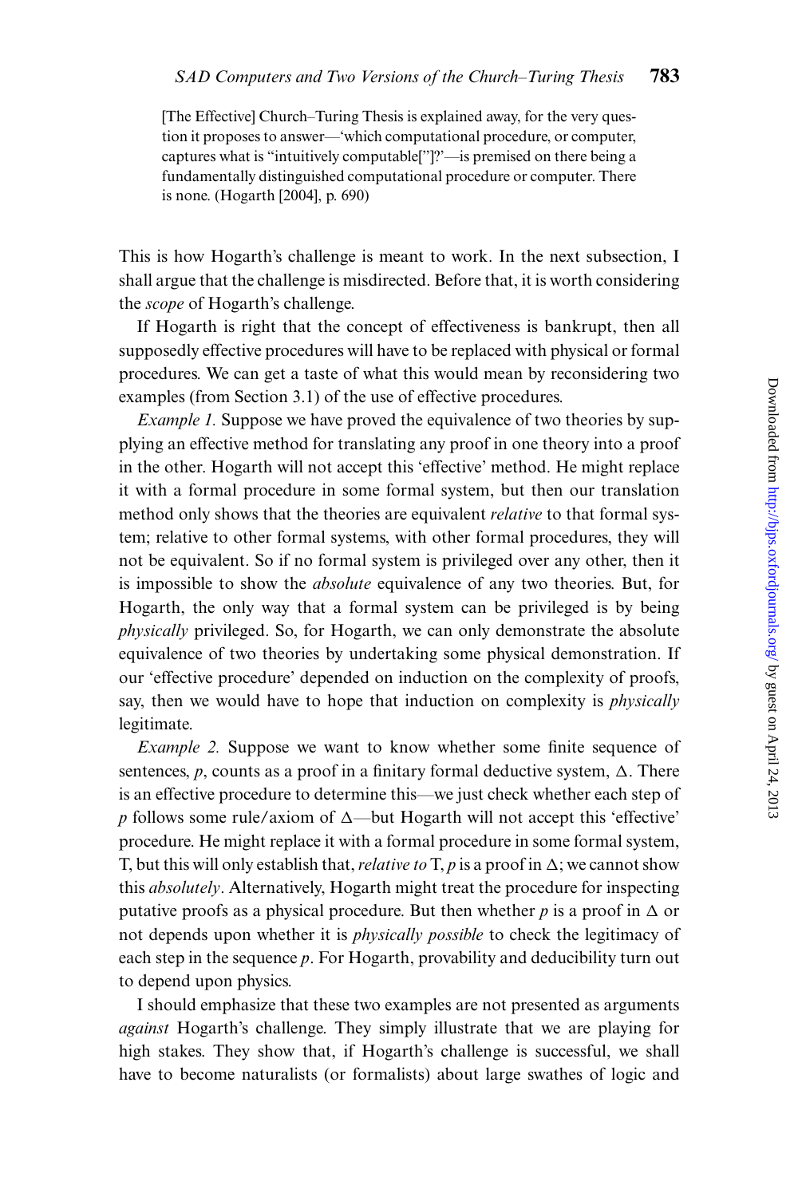> [The Effective] Church–Turing Thesis is explained away, for the very question it proposes to answer—'which computational procedure, or computer, captures what is "intuitively computable["]?'—is premised on there being a fundamentally distinguished computational procedure or computer. There is none. (Hogarth [2004], p. 690)

This is how Hogarth's challenge is meant to work. In the next subsection, I shall argue that the challenge is misdirected. Before that, it is worth considering the *scope* of Hogarth's challenge.

If Hogarth is right that the concept of effectiveness is bankrupt, then all supposedly effective procedures will have to be replaced with physical or formal procedures. We can get a taste of what this would mean by reconsidering two examples (from Section 3.1) of the use of effective procedures.

*Example 1.* Suppose we have proved the equivalence of two theories by supplying an effective method for translating any proof in one theory into a proof in the other. Hogarth will not accept this 'effective' method. He might replace it with a formal procedure in some formal system, but then our translation method only shows that the theories are equivalent *relative* to that formal system; relative to other formal systems, with other formal procedures, they will not be equivalent. So if no formal system is privileged over any other, then it is impossible to show the *absolute* equivalence of any two theories. But, for Hogarth, the only way that a formal system can be privileged is by being *physically* privileged. So, for Hogarth, we can only demonstrate the absolute equivalence of two theories by undertaking some physical demonstration. If our 'effective procedure' depended on induction on the complexity of proofs, say, then we would have to hope that induction on complexity is *physically* legitimate.

*Example 2.* Suppose we want to know whether some finite sequence of sentences, $p$, counts as a proof in a finitary formal deductive system, $\Delta$. There is an effective procedure to determine this—we just check whether each step of $p$ follows some rule/axiom of $\Delta$—but Hogarth will not accept this 'effective' procedure. He might replace it with a formal procedure in some formal system, T, but this will only establish that, *relative to* T, $p$ is a proof in $\Delta$; we cannot show this *absolutely*. Alternatively, Hogarth might treat the procedure for inspecting putative proofs as a physical procedure. But then whether $p$ is a proof in $\Delta$ or not depends upon whether it is *physically possible* to check the legitimacy of each step in the sequence $p$. For Hogarth, provability and deducibility turn out to depend upon physics.

I should emphasize that these two examples are not presented as arguments *against* Hogarth's challenge. They simply illustrate that we are playing for high stakes. They show that, if Hogarth's challenge is successful, we shall have to become naturalists (or formalists) about large swathes of logic and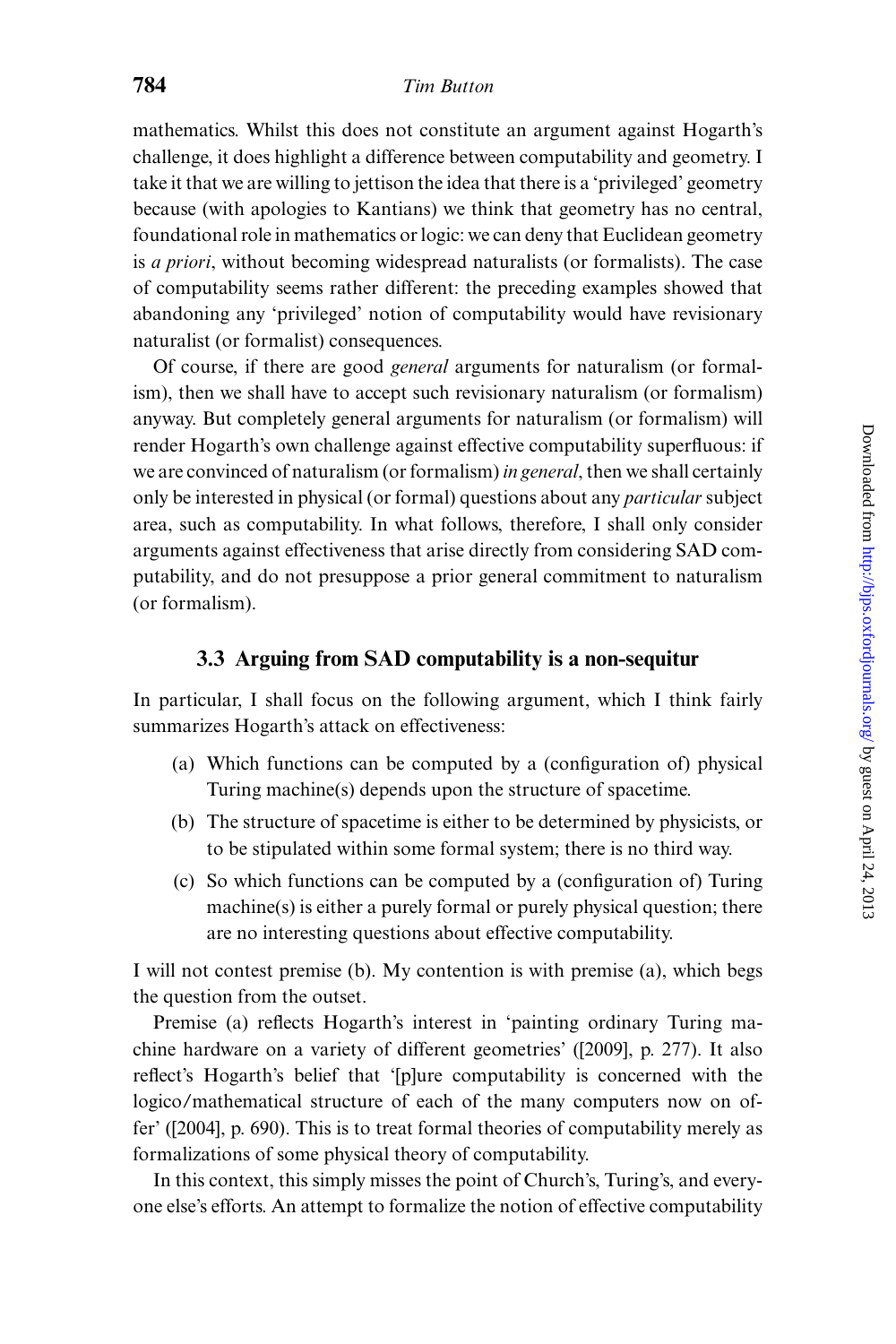mathematics. Whilst this does not constitute an argument against Hogarth's challenge, it does highlight a difference between computability and geometry. I take it that we are willing to jettison the idea that there is a 'privileged' geometry because (with apologies to Kantians) we think that geometry has no central, foundational role in mathematics or logic: we can deny that Euclidean geometry is *a priori*, without becoming widespread naturalists (or formalists). The case of computability seems rather different: the preceding examples showed that abandoning any 'privileged' notion of computability would have revisionary naturalist (or formalist) consequences.

Of course, if there are good *general* arguments for naturalism (or formalism), then we shall have to accept such revisionary naturalism (or formalism) anyway. But completely general arguments for naturalism (or formalism) will render Hogarth's own challenge against effective computability superfluous: if we are convinced of naturalism (or formalism) *in general*, then we shall certainly only be interested in physical (or formal) questions about any *particular* subject area, such as computability. In what follows, therefore, I shall only consider arguments against effectiveness that arise directly from considering SAD computability, and do not presuppose a prior general commitment to naturalism (or formalism).

### 3.3 Arguing from SAD computability is a non-sequitur

In particular, I shall focus on the following argument, which I think fairly summarizes Hogarth's attack on effectiveness:

(a) Which functions can be computed by a (configuration of) physical Turing machine(s) depends upon the structure of spacetime.

(b) The structure of spacetime is either to be determined by physicists, or to be stipulated within some formal system; there is no third way.

(c) So which functions can be computed by a (configuration of) Turing machine(s) is either a purely formal or purely physical question; there are no interesting questions about effective computability.

I will not contest premise (b). My contention is with premise (a), which begs the question from the outset.

Premise (a) reflects Hogarth's interest in 'painting ordinary Turing machine hardware on a variety of different geometries' ([2009], p. 277). It also reflect's Hogarth's belief that '[p]ure computability is concerned with the logico/mathematical structure of each of the many computers now on offer' ([2004], p. 690). This is to treat formal theories of computability merely as formalizations of some physical theory of computability.

In this context, this simply misses the point of Church's, Turing's, and everyone else's efforts. An attempt to formalize the notion of effective computability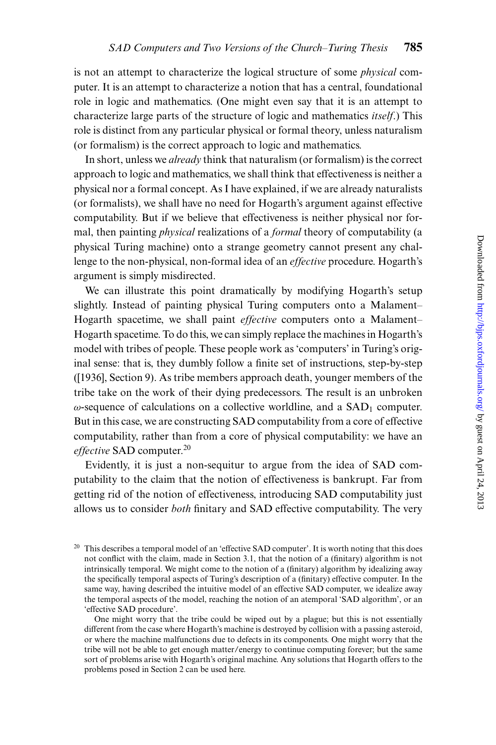is not an attempt to characterize the logical structure of some *physical* computer. It is an attempt to characterize a notion that has a central, foundational role in logic and mathematics. (One might even say that it is an attempt to characterize large parts of the structure of logic and mathematics *itself*.) This role is distinct from any particular physical or formal theory, unless naturalism (or formalism) is the correct approach to logic and mathematics.

In short, unless we *already* think that naturalism (or formalism) is the correct approach to logic and mathematics, we shall think that effectiveness is neither a physical nor a formal concept. As I have explained, if we are already naturalists (or formalists), we shall have no need for Hogarth's argument against effective computability. But if we believe that effectiveness is neither physical nor formal, then painting *physical* realizations of a *formal* theory of computability (a physical Turing machine) onto a strange geometry cannot present any challenge to the non-physical, non-formal idea of an *effective* procedure. Hogarth's argument is simply misdirected.

We can illustrate this point dramatically by modifying Hogarth's setup slightly. Instead of painting physical Turing computers onto a Malament–Hogarth spacetime, we shall paint *effective* computers onto a Malament–Hogarth spacetime. To do this, we can simply replace the machines in Hogarth's model with tribes of people. These people work as 'computers' in Turing's original sense: that is, they dumbly follow a finite set of instructions, step-by-step ([1936], Section 9). As tribe members approach death, younger members of the tribe take on the work of their dying predecessors. The result is an unbroken $\omega$-sequence of calculations on a collective worldline, and a $\text{SAD}_1$ computer. But in this case, we are constructing SAD computability from a core of effective computability, rather than from a core of physical computability: we have an *effective* SAD computer.[20]

Evidently, it is just a non-sequitur to argue from the idea of SAD computability to the claim that the notion of effectiveness is bankrupt. Far from getting rid of the notion of effectiveness, introducing SAD computability just allows us to consider *both* finitary and SAD effective computability. The very

[20] This describes a temporal model of an 'effective SAD computer'. It is worth noting that this does not conflict with the claim, made in Section 3.1, that the notion of a (finitary) algorithm is not intrinsically temporal. We might come to the notion of a (finitary) algorithm by idealizing away the specifically temporal aspects of Turing's description of a (finitary) effective computer. In the same way, having described the intuitive model of an effective SAD computer, we idealize away the temporal aspects of the model, reaching the notion of an atemporal 'SAD algorithm', or an 'effective SAD procedure'.

One might worry that the tribe could be wiped out by a plague; but this is not essentially different from the case where Hogarth's machine is destroyed by collision with a passing asteroid, or where the machine malfunctions due to defects in its components. One might worry that the tribe will not be able to get enough matter/energy to continue computing forever; but the same sort of problems arise with Hogarth's original machine. Any solutions that Hogarth offers to the problems posed in Section 2 can be used here.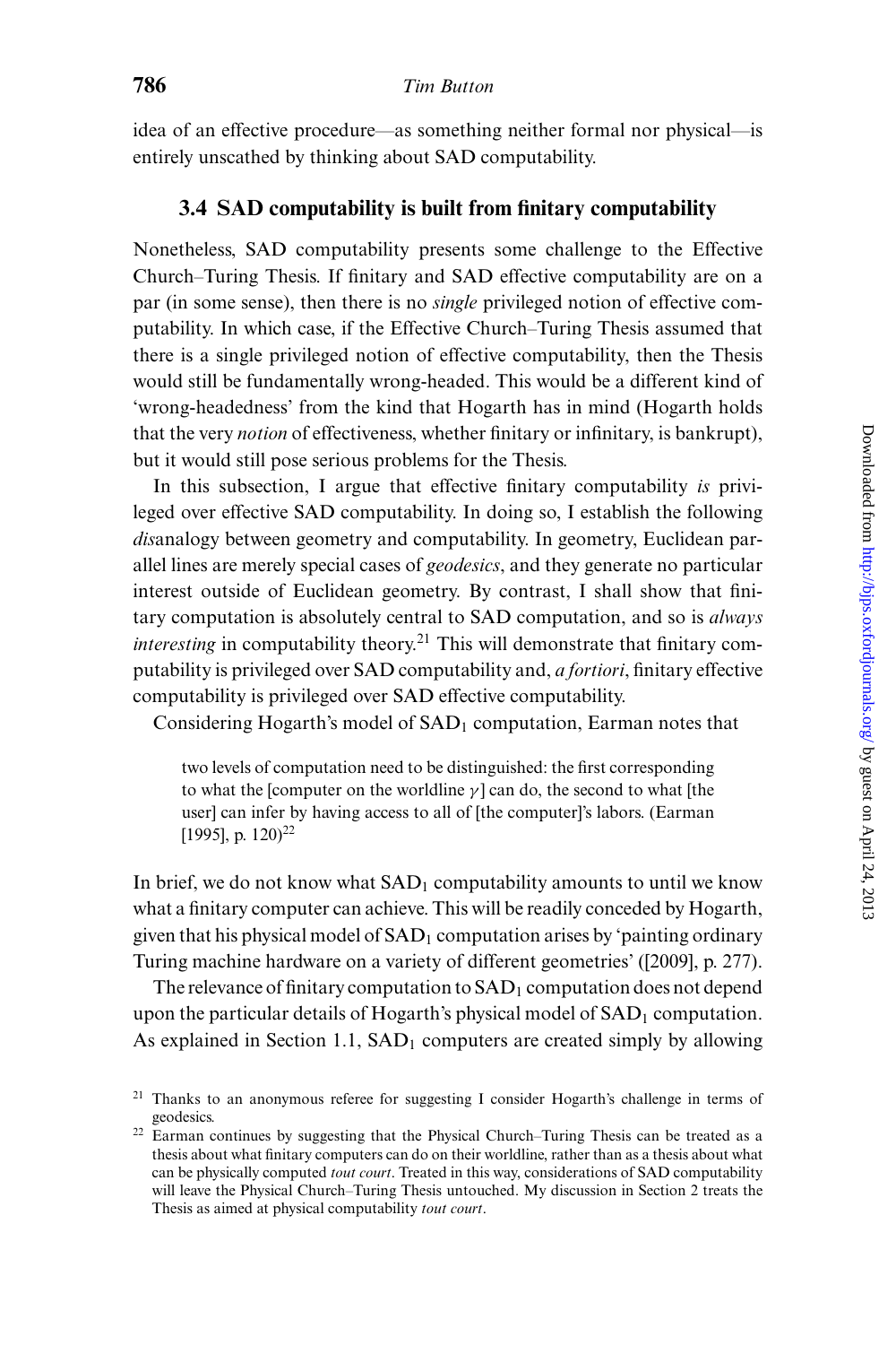idea of an effective procedure—as something neither formal nor physical—is entirely unscathed by thinking about SAD computability.

### 3.4 SAD computability is built from finitary computability

Nonetheless, SAD computability presents some challenge to the Effective Church–Turing Thesis. If finitary and SAD effective computability are on a par (in some sense), then there is no *single* privileged notion of effective computability. In which case, if the Effective Church–Turing Thesis assumed that there is a single privileged notion of effective computability, then the Thesis would still be fundamentally wrong-headed. This would be a different kind of 'wrong-headedness' from the kind that Hogarth has in mind (Hogarth holds that the very *notion* of effectiveness, whether finitary or infinitary, is bankrupt), but it would still pose serious problems for the Thesis.

In this subsection, I argue that effective finitary computability *is* privileged over effective SAD computability. In doing so, I establish the following *dis*analogy between geometry and computability. In geometry, Euclidean parallel lines are merely special cases of *geodesics*, and they generate no particular interest outside of Euclidean geometry. By contrast, I shall show that finitary computation is absolutely central to SAD computation, and so is *always interesting* in computability theory.[21] This will demonstrate that finitary computability is privileged over SAD computability and, *a fortiori*, finitary effective computability is privileged over SAD effective computability.

Considering Hogarth's model of $SAD_1$ computation, Earman notes that

> two levels of computation need to be distinguished: the first corresponding to what the [computer on the worldline $\gamma$] can do, the second to what [the user] can infer by having access to all of [the computer]'s labors. (Earman [1995], p. 120)[22]

In brief, we do not know what $SAD_1$ computability amounts to until we know what a finitary computer can achieve. This will be readily conceded by Hogarth, given that his physical model of $SAD_1$ computation arises by 'painting ordinary Turing machine hardware on a variety of different geometries' ([2009], p. 277).

The relevance of finitary computation to $SAD_1$ computation does not depend upon the particular details of Hogarth's physical model of $SAD_1$ computation. As explained in Section 1.1, $SAD_1$ computers are created simply by allowing

[21] Thanks to an anonymous referee for suggesting I consider Hogarth's challenge in terms of geodesics.

[22] Earman continues by suggesting that the Physical Church–Turing Thesis can be treated as a thesis about what finitary computers can do on their worldline, rather than as a thesis about what can be physically computed *tout court*. Treated in this way, considerations of SAD computability will leave the Physical Church–Turing Thesis untouched. My discussion in Section 2 treats the Thesis as aimed at physical computability *tout court*.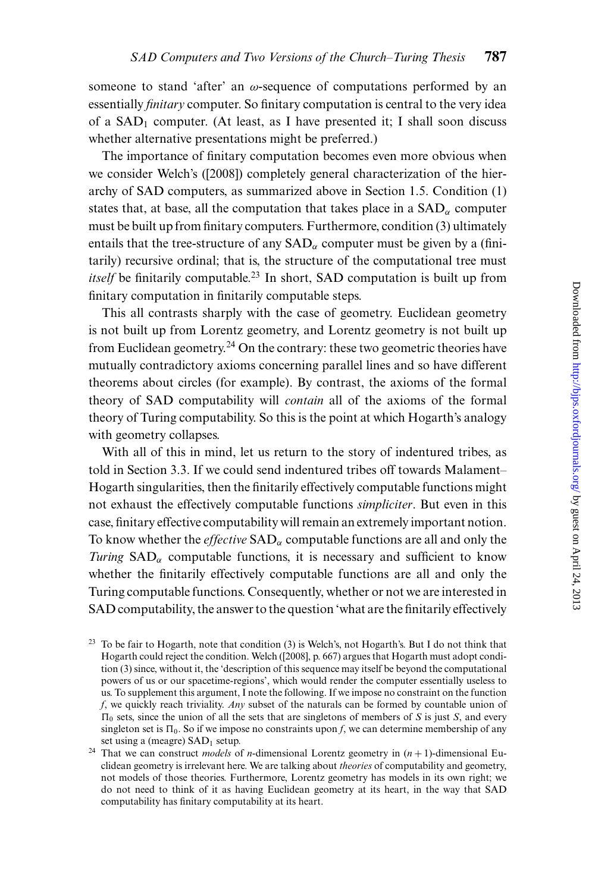someone to stand 'after' an $\omega$-sequence of computations performed by an essentially *finitary* computer. So finitary computation is central to the very idea of a $\mathrm{SAD}_1$ computer. (At least, as I have presented it; I shall soon discuss whether alternative presentations might be preferred.)

The importance of finitary computation becomes even more obvious when we consider Welch's ([2008]) completely general characterization of the hierarchy of SAD computers, as summarized above in Section 1.5. Condition (1) states that, at base, all the computation that takes place in a $\mathrm{SAD}_\alpha$ computer must be built up from finitary computers. Furthermore, condition (3) ultimately entails that the tree-structure of any $\mathrm{SAD}_\alpha$ computer must be given by a (finitarily) recursive ordinal; that is, the structure of the computational tree must *itself* be finitarily computable.[23] In short, SAD computation is built up from finitary computation in finitarily computable steps.

This all contrasts sharply with the case of geometry. Euclidean geometry is not built up from Lorentz geometry, and Lorentz geometry is not built up from Euclidean geometry.[24] On the contrary: these two geometric theories have mutually contradictory axioms concerning parallel lines and so have different theorems about circles (for example). By contrast, the axioms of the formal theory of SAD computability will *contain* all of the axioms of the formal theory of Turing computability. So this is the point at which Hogarth's analogy with geometry collapses.

With all of this in mind, let us return to the story of indentured tribes, as told in Section 3.3. If we could send indentured tribes off towards Malament–Hogarth singularities, then the finitarily effectively computable functions might not exhaust the effectively computable functions *simpliciter*. But even in this case, finitary effective computability will remain an extremely important notion. To know whether the *effective* $\mathrm{SAD}_\alpha$ computable functions are all and only the *Turing* $\mathrm{SAD}_\alpha$ computable functions, it is necessary and sufficient to know whether the finitarily effectively computable functions are all and only the Turing computable functions. Consequently, whether or not we are interested in SAD computability, the answer to the question 'what are the finitarily effectively

[23] To be fair to Hogarth, note that condition (3) is Welch's, not Hogarth's. But I do not think that Hogarth could reject the condition. Welch ([2008], p. 667) argues that Hogarth must adopt condition (3) since, without it, the 'description of this sequence may itself be beyond the computational powers of us or our spacetime-regions', which would render the computer essentially useless to us. To supplement this argument, I note the following. If we impose no constraint on the function $f$, we quickly reach triviality. *Any* subset of the naturals can be formed by countable union of $\Pi_0$ sets, since the union of all the sets that are singletons of members of $S$ is just $S$, and every singleton set is $\Pi_0$. So if we impose no constraints upon $f$, we can determine membership of any set using a (meagre) $\mathrm{SAD}_1$ setup.

[24] That we can construct *models* of $n$-dimensional Lorentz geometry in $(n+1)$-dimensional Euclidean geometry is irrelevant here. We are talking about *theories* of computability and geometry, not models of those theories. Furthermore, Lorentz geometry has models in its own right; we do not need to think of it as having Euclidean geometry at its heart, in the way that SAD computability has finitary computability at its heart.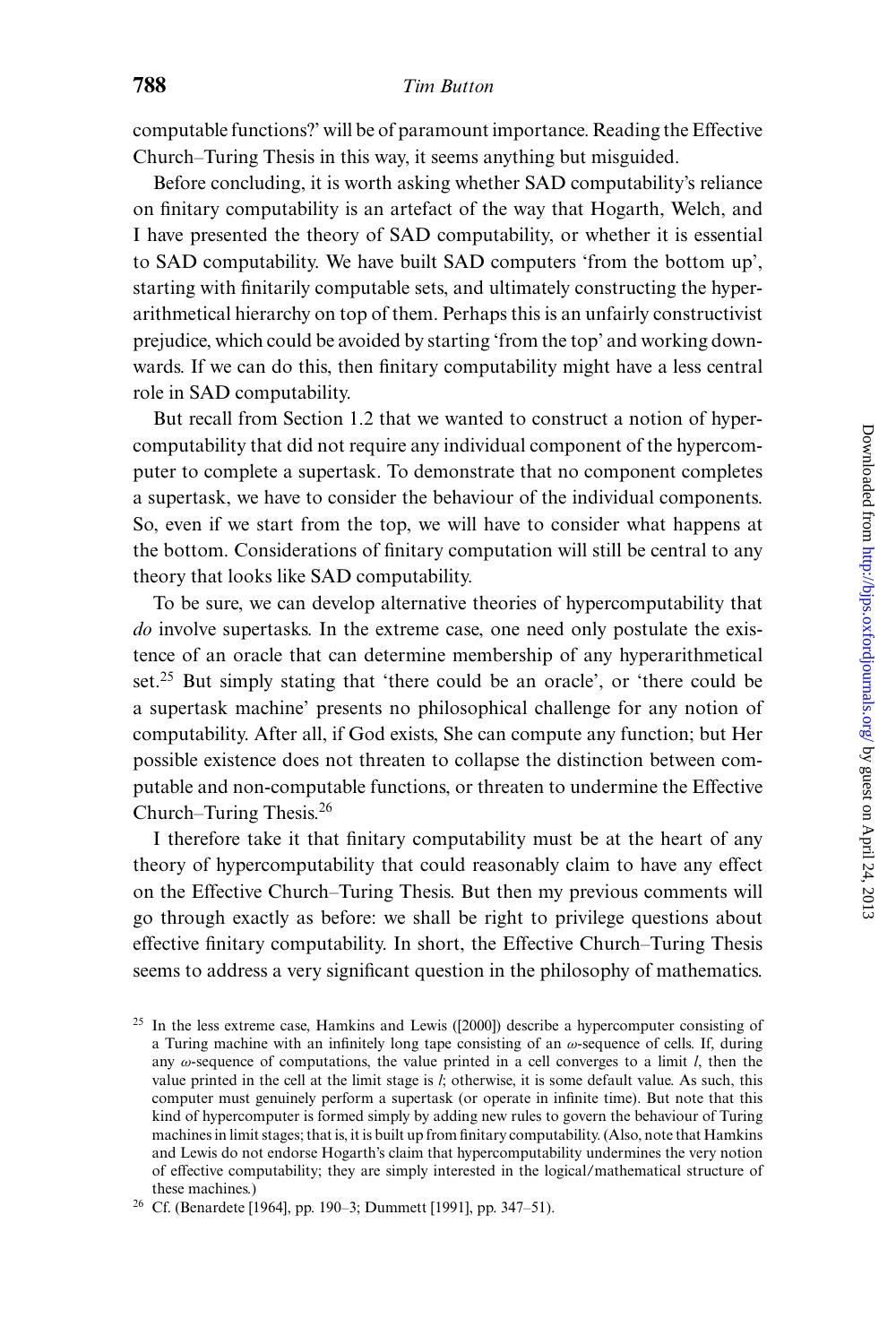computable functions?' will be of paramount importance. Reading the Effective Church–Turing Thesis in this way, it seems anything but misguided.

Before concluding, it is worth asking whether SAD computability's reliance on finitary computability is an artefact of the way that Hogarth, Welch, and I have presented the theory of SAD computability, or whether it is essential to SAD computability. We have built SAD computers 'from the bottom up', starting with finitarily computable sets, and ultimately constructing the hyperarithmetical hierarchy on top of them. Perhaps this is an unfairly constructivist prejudice, which could be avoided by starting 'from the top' and working downwards. If we can do this, then finitary computability might have a less central role in SAD computability.

But recall from Section 1.2 that we wanted to construct a notion of hypercomputability that did not require any individual component of the hypercomputer to complete a supertask. To demonstrate that no component completes a supertask, we have to consider the behaviour of the individual components. So, even if we start from the top, we will have to consider what happens at the bottom. Considerations of finitary computation will still be central to any theory that looks like SAD computability.

To be sure, we can develop alternative theories of hypercomputability that *do* involve supertasks. In the extreme case, one need only postulate the existence of an oracle that can determine membership of any hyperarithmetical set.[25] But simply stating that 'there could be an oracle', or 'there could be a supertask machine' presents no philosophical challenge for any notion of computability. After all, if God exists, She can compute any function; but Her possible existence does not threaten to collapse the distinction between computable and non-computable functions, or threaten to undermine the Effective Church–Turing Thesis.[26]

I therefore take it that finitary computability must be at the heart of any theory of hypercomputability that could reasonably claim to have any effect on the Effective Church–Turing Thesis. But then my previous comments will go through exactly as before: we shall be right to privilege questions about effective finitary computability. In short, the Effective Church–Turing Thesis seems to address a very significant question in the philosophy of mathematics.

[25] In the less extreme case, Hamkins and Lewis ([2000]) describe a hypercomputer consisting of a Turing machine with an infinitely long tape consisting of an $\omega$-sequence of cells. If, during any $\omega$-sequence of computations, the value printed in a cell converges to a limit $l$, then the value printed in the cell at the limit stage is $l$; otherwise, it is some default value. As such, this computer must genuinely perform a supertask (or operate in infinite time). But note that this kind of hypercomputer is formed simply by adding new rules to govern the behaviour of Turing machines in limit stages; that is, it is built up from finitary computability. (Also, note that Hamkins and Lewis do not endorse Hogarth's claim that hypercomputability undermines the very notion of effective computability; they are simply interested in the logical/mathematical structure of these machines.)

[26] Cf. (Benardete [1964], pp. 190–3; Dummett [1991], pp. 347–51).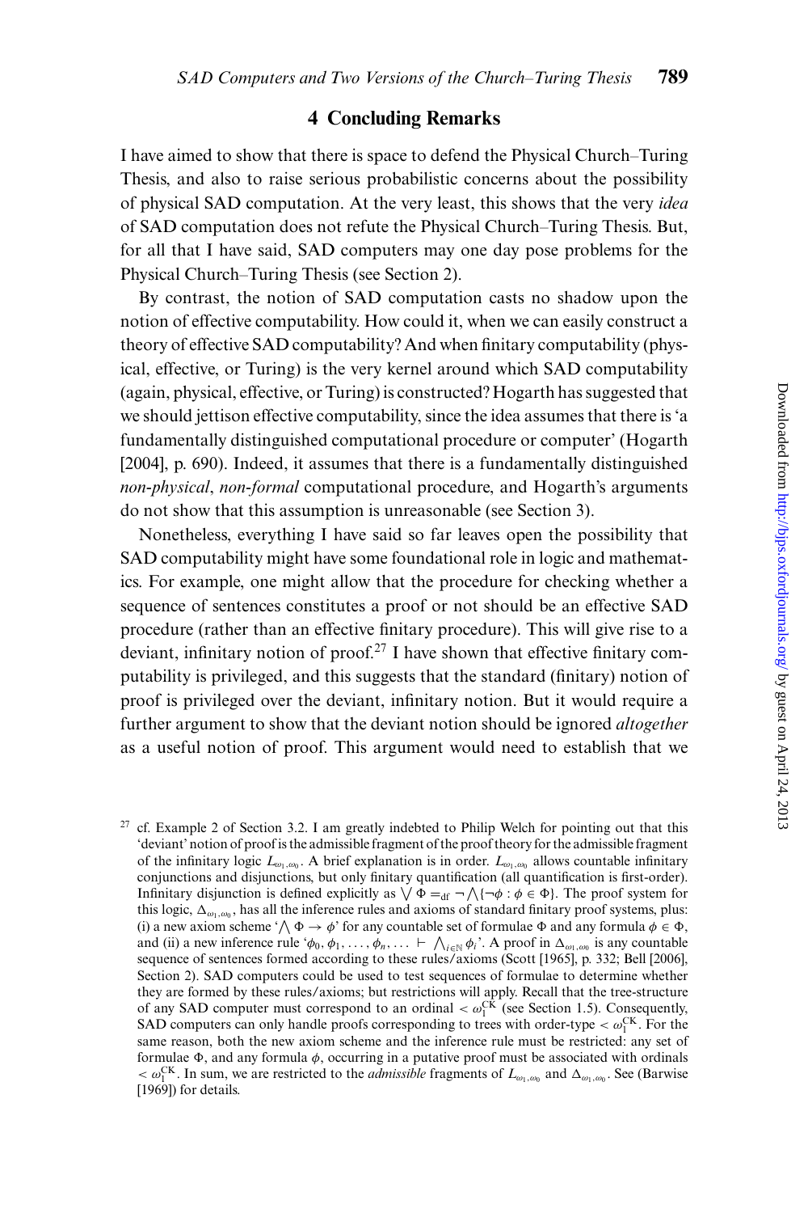## 4 Concluding Remarks

I have aimed to show that there is space to defend the Physical Church–Turing Thesis, and also to raise serious probabilistic concerns about the possibility of physical SAD computation. At the very least, this shows that the very *idea* of SAD computation does not refute the Physical Church–Turing Thesis. But, for all that I have said, SAD computers may one day pose problems for the Physical Church–Turing Thesis (see Section 2).

By contrast, the notion of SAD computation casts no shadow upon the notion of effective computability. How could it, when we can easily construct a theory of effective SAD computability? And when finitary computability (physical, effective, or Turing) is the very kernel around which SAD computability (again, physical, effective, or Turing) is constructed? Hogarth has suggested that we should jettison effective computability, since the idea assumes that there is 'a fundamentally distinguished computational procedure or computer' (Hogarth [2004], p. 690). Indeed, it assumes that there is a fundamentally distinguished *non-physical*, *non-formal* computational procedure, and Hogarth's arguments do not show that this assumption is unreasonable (see Section 3).

Nonetheless, everything I have said so far leaves open the possibility that SAD computability might have some foundational role in logic and mathematics. For example, one might allow that the procedure for checking whether a sequence of sentences constitutes a proof or not should be an effective SAD procedure (rather than an effective finitary procedure). This will give rise to a deviant, infinitary notion of proof.[27] I have shown that effective finitary computability is privileged, and this suggests that the standard (finitary) notion of proof is privileged over the deviant, infinitary notion. But it would require a further argument to show that the deviant notion should be ignored *altogether* as a useful notion of proof. This argument would need to establish that we

[27] cf. Example 2 of Section 3.2. I am greatly indebted to Philip Welch for pointing out that this 'deviant' notion of proof is the admissible fragment of the proof theory for the admissible fragment of the infinitary logic $L_{\omega_1,\omega_0}$. A brief explanation is in order. $L_{\omega_1,\omega_0}$ allows countable infinitary conjunctions and disjunctions, but only finitary quantification (all quantification is first-order). Infinitary disjunction is defined explicitly as $\bigvee \Phi =_{\text{df}} \neg \bigwedge\{\neg\phi : \phi \in \Phi\}$. The proof system for this logic, $\Delta_{\omega_1,\omega_0}$, has all the inference rules and axioms of standard finitary proof systems, plus: (i) a new axiom scheme '$\bigwedge \Phi \rightarrow \phi$' for any countable set of formulae $\Phi$ and any formula $\phi \in \Phi$, and (ii) a new inference rule '$\phi_0, \phi_1, \ldots, \phi_n, \ldots \vdash \bigwedge_{i \in \mathbb{N}} \phi_i$'. A proof in $\Delta_{\omega_1,\omega_0}$ is any countable sequence of sentences formed according to these rules/axioms (Scott [1965], p. 332; Bell [2006], Section 2). SAD computers could be used to test sequences of formulae to determine whether they are formed by these rules/axioms; but restrictions will apply. Recall that the tree-structure of any SAD computer must correspond to an ordinal $< \omega_1^{\text{CK}}$ (see Section 1.5). Consequently, SAD computers can only handle proofs corresponding to trees with order-type $< \omega_1^{\text{CK}}$. For the same reason, both the new axiom scheme and the inference rule must be restricted: any set of formulae $\Phi$, and any formula $\phi$, occurring in a putative proof must be associated with ordinals $< \omega_1^{\text{CK}}$. In sum, we are restricted to the *admissible* fragments of $L_{\omega_1,\omega_0}$ and $\Delta_{\omega_1,\omega_0}$. See (Barwise [1969]) for details.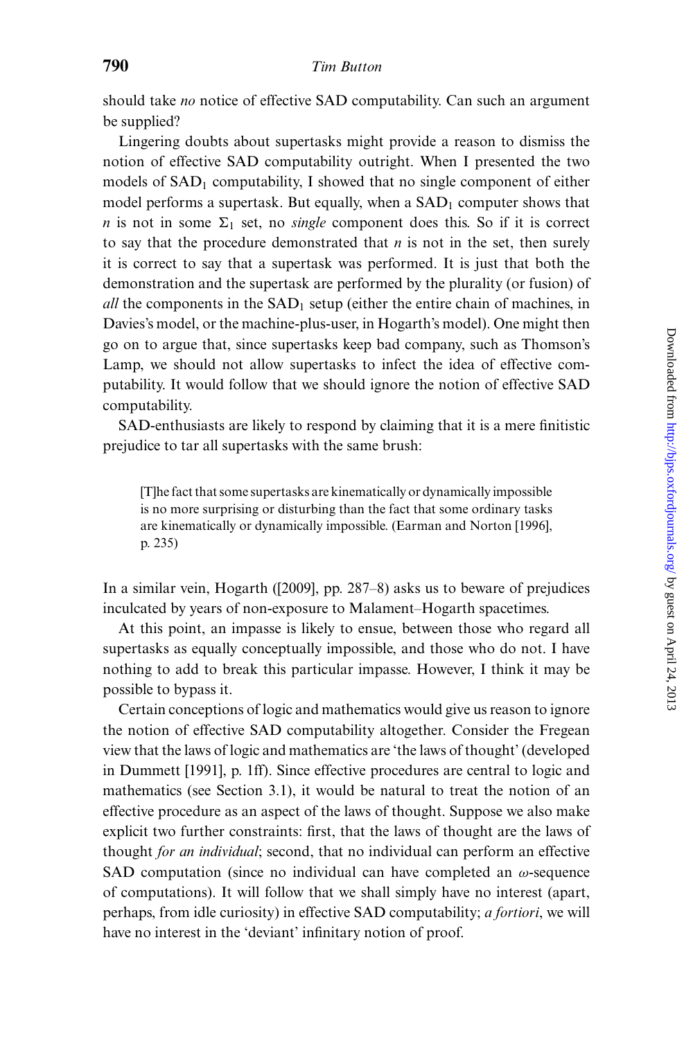should take *no* notice of effective SAD computability. Can such an argument be supplied?

Lingering doubts about supertasks might provide a reason to dismiss the notion of effective SAD computability outright. When I presented the two models of $\text{SAD}_1$ computability, I showed that no single component of either model performs a supertask. But equally, when a $\text{SAD}_1$ computer shows that $n$ is not in some $\Sigma_1$ set, no *single* component does this. So if it is correct to say that the procedure demonstrated that $n$ is not in the set, then surely it is correct to say that a supertask was performed. It is just that both the demonstration and the supertask are performed by the plurality (or fusion) of *all* the components in the $\text{SAD}_1$ setup (either the entire chain of machines, in Davies's model, or the machine-plus-user, in Hogarth's model). One might then go on to argue that, since supertasks keep bad company, such as Thomson's Lamp, we should not allow supertasks to infect the idea of effective computability. It would follow that we should ignore the notion of effective SAD computability.

SAD-enthusiasts are likely to respond by claiming that it is a mere finitistic prejudice to tar all supertasks with the same brush:

> [T]he fact that some supertasks are kinematically or dynamically impossible is no more surprising or disturbing than the fact that some ordinary tasks are kinematically or dynamically impossible. (Earman and Norton [1996], p. 235)

In a similar vein, Hogarth ([2009], pp. 287–8) asks us to beware of prejudices inculcated by years of non-exposure to Malament–Hogarth spacetimes.

At this point, an impasse is likely to ensue, between those who regard all supertasks as equally conceptually impossible, and those who do not. I have nothing to add to break this particular impasse. However, I think it may be possible to bypass it.

Certain conceptions of logic and mathematics would give us reason to ignore the notion of effective SAD computability altogether. Consider the Fregean view that the laws of logic and mathematics are 'the laws of thought' (developed in Dummett [1991], p. 1ff). Since effective procedures are central to logic and mathematics (see Section 3.1), it would be natural to treat the notion of an effective procedure as an aspect of the laws of thought. Suppose we also make explicit two further constraints: first, that the laws of thought are the laws of thought *for an individual*; second, that no individual can perform an effective SAD computation (since no individual can have completed an $\omega$-sequence of computations). It will follow that we shall simply have no interest (apart, perhaps, from idle curiosity) in effective SAD computability; *a fortiori*, we will have no interest in the 'deviant' infinitary notion of proof.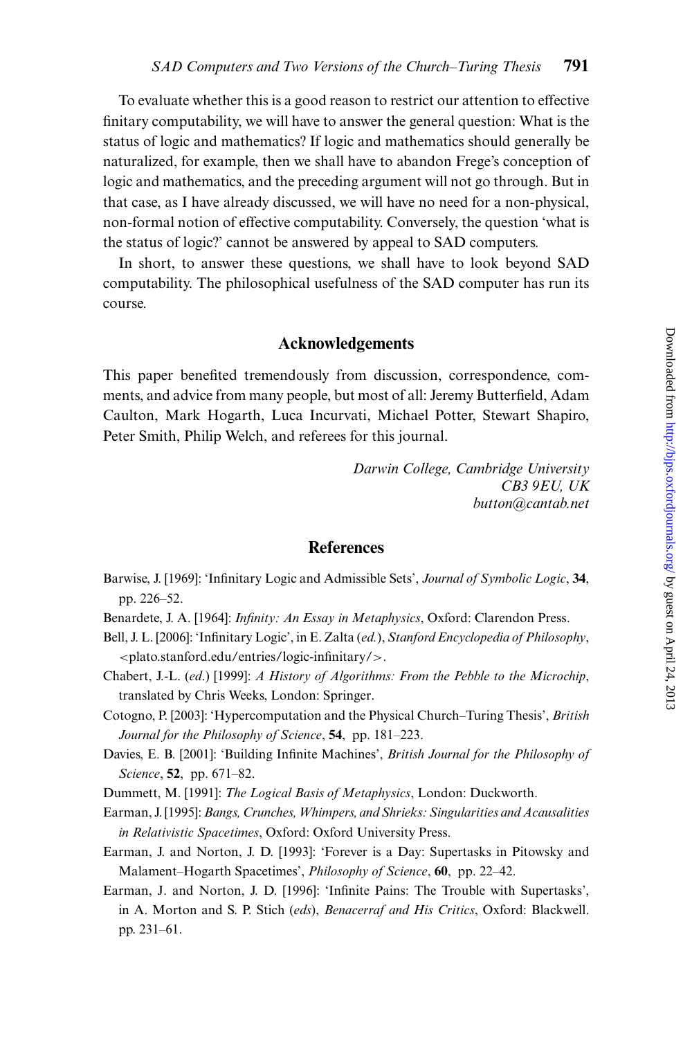To evaluate whether this is a good reason to restrict our attention to effective finitary computability, we will have to answer the general question: What is the status of logic and mathematics? If logic and mathematics should generally be naturalized, for example, then we shall have to abandon Frege's conception of logic and mathematics, and the preceding argument will not go through. But in that case, as I have already discussed, we will have no need for a non-physical, non-formal notion of effective computability. Conversely, the question 'what is the status of logic?' cannot be answered by appeal to SAD computers.

In short, to answer these questions, we shall have to look beyond SAD computability. The philosophical usefulness of the SAD computer has run its course.

## Acknowledgements

This paper benefited tremendously from discussion, correspondence, comments, and advice from many people, but most of all: Jeremy Butterfield, Adam Caulton, Mark Hogarth, Luca Incurvati, Michael Potter, Stewart Shapiro, Peter Smith, Philip Welch, and referees for this journal.

*Darwin College, Cambridge University*
*CB3 9EU, UK*
*button@cantab.net*

## References

Barwise, J. [1969]: 'Infinitary Logic and Admissible Sets', *Journal of Symbolic Logic*, **34**, pp. 226–52.

Benardete, J. A. [1964]: *Infinity: An Essay in Metaphysics*, Oxford: Clarendon Press.

Bell, J. L. [2006]: 'Infinitary Logic', in E. Zalta (*ed.*), *Stanford Encyclopedia of Philosophy*, <plato.stanford.edu/entries/logic-infinitary/>.

Chabert, J.-L. (*ed.*) [1999]: *A History of Algorithms: From the Pebble to the Microchip*, translated by Chris Weeks, London: Springer.

Cotogno, P. [2003]: 'Hypercomputation and the Physical Church–Turing Thesis', *British Journal for the Philosophy of Science*, **54**, pp. 181–223.

Davies, E. B. [2001]: 'Building Infinite Machines', *British Journal for the Philosophy of Science*, **52**, pp. 671–82.

Dummett, M. [1991]: *The Logical Basis of Metaphysics*, London: Duckworth.

Earman, J. [1995]: *Bangs, Crunches, Whimpers, and Shrieks: Singularities and Acausalities in Relativistic Spacetimes*, Oxford: Oxford University Press.

Earman, J. and Norton, J. D. [1993]: 'Forever is a Day: Supertasks in Pitowsky and Malament–Hogarth Spacetimes', *Philosophy of Science*, **60**, pp. 22–42.

Earman, J. and Norton, J. D. [1996]: 'Infinite Pains: The Trouble with Supertasks', in A. Morton and S. P. Stich (*eds*), *Benacerraf and His Critics*, Oxford: Blackwell. pp. 231–61.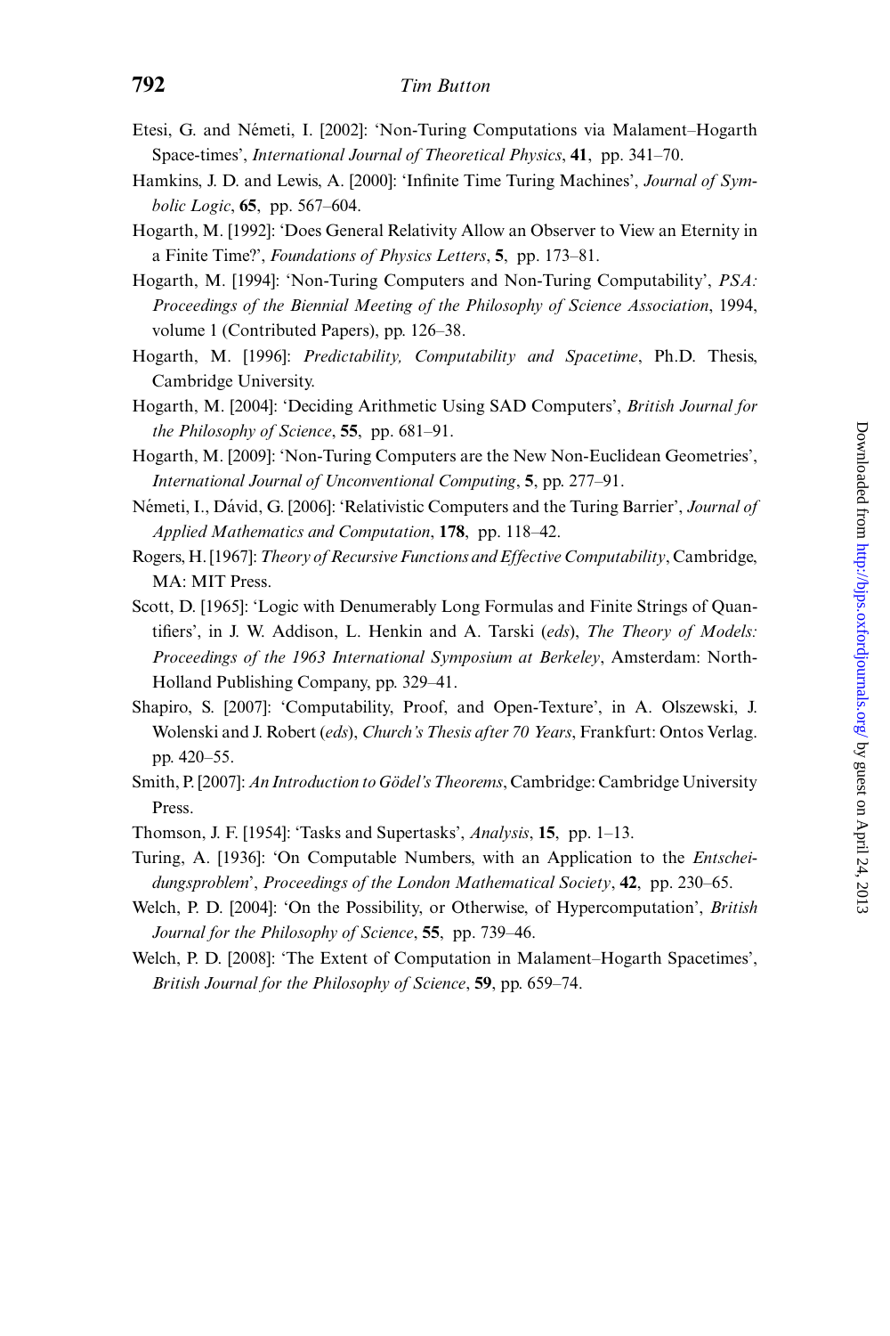Etesi, G. and Németi, I. [2002]: 'Non-Turing Computations via Malament–Hogarth Space-times', *International Journal of Theoretical Physics*, **41**, pp. 341–70.

Hamkins, J. D. and Lewis, A. [2000]: 'Infinite Time Turing Machines', *Journal of Symbolic Logic*, **65**, pp. 567–604.

Hogarth, M. [1992]: 'Does General Relativity Allow an Observer to View an Eternity in a Finite Time?', *Foundations of Physics Letters*, **5**, pp. 173–81.

Hogarth, M. [1994]: 'Non-Turing Computers and Non-Turing Computability', *PSA: Proceedings of the Biennial Meeting of the Philosophy of Science Association*, 1994, volume 1 (Contributed Papers), pp. 126–38.

Hogarth, M. [1996]: *Predictability, Computability and Spacetime*, Ph.D. Thesis, Cambridge University.

Hogarth, M. [2004]: 'Deciding Arithmetic Using SAD Computers', *British Journal for the Philosophy of Science*, **55**, pp. 681–91.

Hogarth, M. [2009]: 'Non-Turing Computers are the New Non-Euclidean Geometries', *International Journal of Unconventional Computing*, **5**, pp. 277–91.

Németi, I., Dávid, G. [2006]: 'Relativistic Computers and the Turing Barrier', *Journal of Applied Mathematics and Computation*, **178**, pp. 118–42.

Rogers, H. [1967]: *Theory of Recursive Functions and Effective Computability*, Cambridge, MA: MIT Press.

Scott, D. [1965]: 'Logic with Denumerably Long Formulas and Finite Strings of Quantifiers', in J. W. Addison, L. Henkin and A. Tarski (*eds*), *The Theory of Models: Proceedings of the 1963 International Symposium at Berkeley*, Amsterdam: North-Holland Publishing Company, pp. 329–41.

Shapiro, S. [2007]: 'Computability, Proof, and Open-Texture', in A. Olszewski, J. Wolenski and J. Robert (*eds*), *Church's Thesis after 70 Years*, Frankfurt: Ontos Verlag. pp. 420–55.

Smith, P. [2007]: *An Introduction to Gödel's Theorems*, Cambridge: Cambridge University Press.

Thomson, J. F. [1954]: 'Tasks and Supertasks', *Analysis*, **15**, pp. 1–13.

Turing, A. [1936]: 'On Computable Numbers, with an Application to the *Entscheidungsproblem*', *Proceedings of the London Mathematical Society*, **42**, pp. 230–65.

Welch, P. D. [2004]: 'On the Possibility, or Otherwise, of Hypercomputation', *British Journal for the Philosophy of Science*, **55**, pp. 739–46.

Welch, P. D. [2008]: 'The Extent of Computation in Malament–Hogarth Spacetimes', *British Journal for the Philosophy of Science*, **59**, pp. 659–74.